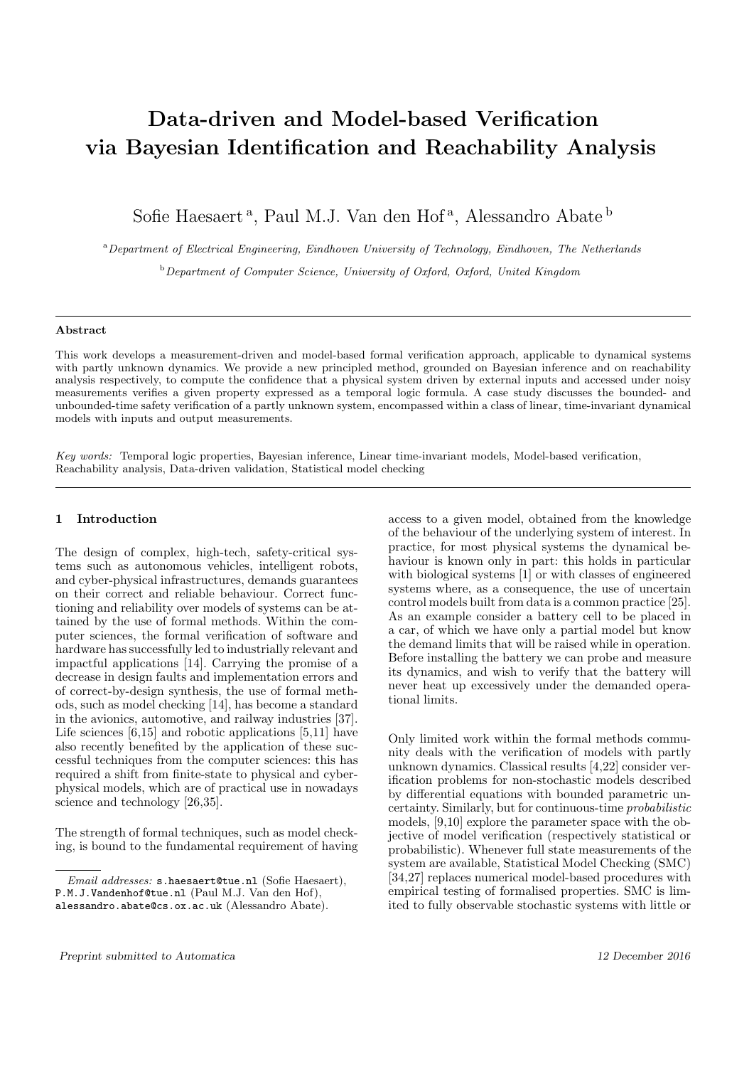# Data-driven and Model-based Verification via Bayesian Identification and Reachability Analysis

Sofie Haesaert [a], Paul M.J. Van den Hof [a], Alessandro Abate [b]

[a] *Department of Electrical Engineering, Eindhoven University of Technology, Eindhoven, The Netherlands*

[b] *Department of Computer Science, University of Oxford, Oxford, United Kingdom*

---

**Abstract**

This work develops a measurement-driven and model-based formal verification approach, applicable to dynamical systems with partly unknown dynamics. We provide a new principled method, grounded on Bayesian inference and on reachability analysis respectively, to compute the confidence that a physical system driven by external inputs and accessed under noisy measurements verifies a given property expressed as a temporal logic formula. A case study discusses the bounded- and unbounded-time safety verification of a partly unknown system, encompassed within a class of linear, time-invariant dynamical models with inputs and output measurements.

*Key words:* Temporal logic properties, Bayesian inference, Linear time-invariant models, Model-based verification, Reachability analysis, Data-driven validation, Statistical model checking

---

## 1 Introduction

The design of complex, high-tech, safety-critical systems such as autonomous vehicles, intelligent robots, and cyber-physical infrastructures, demands guarantees on their correct and reliable behaviour. Correct functioning and reliability over models of systems can be attained by the use of formal methods. Within the computer sciences, the formal verification of software and hardware has successfully led to industrially relevant and impactful applications [14]. Carrying the promise of a decrease in design faults and implementation errors and of correct-by-design synthesis, the use of formal methods, such as model checking [14], has become a standard in the avionics, automotive, and railway industries [37]. Life sciences [6,15] and robotic applications [5,11] have also recently benefited by the application of these successful techniques from the computer sciences: this has required a shift from finite-state to physical and cyber-physical models, which are of practical use in nowadays science and technology [26,35].

The strength of formal techniques, such as model checking, is bound to the fundamental requirement of having access to a given model, obtained from the knowledge of the behaviour of the underlying system of interest. In practice, for most physical systems the dynamical behaviour is known only in part: this holds in particular with biological systems [1] or with classes of engineered systems where, as a consequence, the use of uncertain control models built from data is a common practice [25]. As an example consider a battery cell to be placed in a car, of which we have only a partial model but know the demand limits that will be raised while in operation. Before installing the battery we can probe and measure its dynamics, and wish to verify that the battery will never heat up excessively under the demanded operational limits.

Only limited work within the formal methods community deals with the verification of models with partly unknown dynamics. Classical results [4,22] consider verification problems for non-stochastic models described by differential equations with bounded parametric uncertainty. Similarly, but for continuous-time *probabilistic* models, [9,10] explore the parameter space with the objective of model verification (respectively statistical or probabilistic). Whenever full state measurements of the system are available, Statistical Model Checking (SMC) [34,27] replaces numerical model-based procedures with empirical testing of formalised properties. SMC is limited to fully observable stochastic systems with little or

---

*Email addresses:* s.haesaert@tue.nl (Sofie Haesaert), P.M.J.Vandenhof@tue.nl (Paul M.J. Van den Hof), alessandro.abate@cs.ox.ac.uk (Alessandro Abate).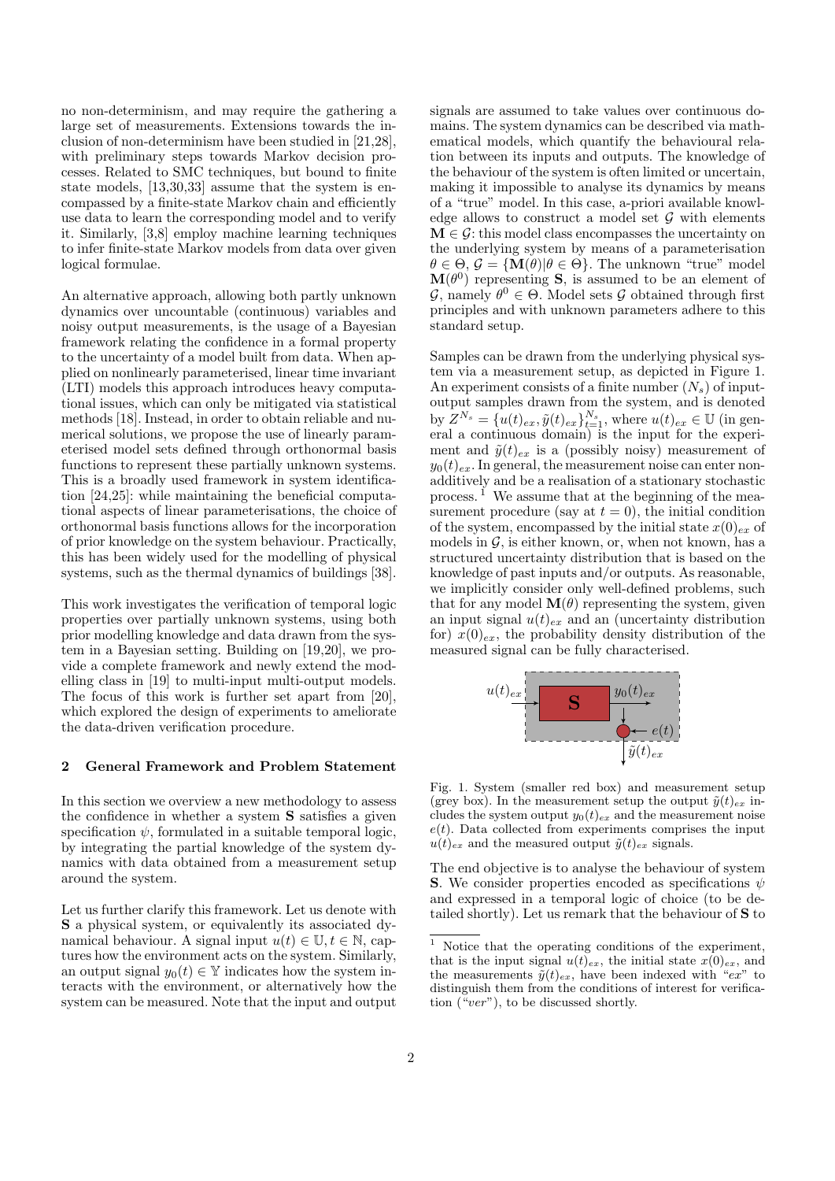no non-determinism, and may require the gathering a large set of measurements. Extensions towards the inclusion of non-determinism have been studied in [21,28], with preliminary steps towards Markov decision processes. Related to SMC techniques, but bound to finite state models, [13,30,33] assume that the system is encompassed by a finite-state Markov chain and efficiently use data to learn the corresponding model and to verify it. Similarly, [3,8] employ machine learning techniques to infer finite-state Markov models from data over given logical formulae.

An alternative approach, allowing both partly unknown dynamics over uncountable (continuous) variables and noisy output measurements, is the usage of a Bayesian framework relating the confidence in a formal property to the uncertainty of a model built from data. When applied on nonlinearly parameterised, linear time invariant (LTI) models this approach introduces heavy computational issues, which can only be mitigated via statistical methods [18]. Instead, in order to obtain reliable and numerical solutions, we propose the use of linearly parameterised model sets defined through orthonormal basis functions to represent these partially unknown systems. This is a broadly used framework in system identification [24,25]: while maintaining the beneficial computational aspects of linear parameterisations, the choice of orthonormal basis functions allows for the incorporation of prior knowledge on the system behaviour. Practically, this has been widely used for the modelling of physical systems, such as the thermal dynamics of buildings [38].

This work investigates the verification of temporal logic properties over partially unknown systems, using both prior modelling knowledge and data drawn from the system in a Bayesian setting. Building on [19,20], we provide a complete framework and newly extend the modelling class in [19] to multi-input multi-output models. The focus of this work is further set apart from [20], which explored the design of experiments to ameliorate the data-driven verification procedure.

## 2 General Framework and Problem Statement

In this section we overview a new methodology to assess the confidence in whether a system $\mathbf{S}$ satisfies a given specification $\psi$, formulated in a suitable temporal logic, by integrating the partial knowledge of the system dynamics with data obtained from a measurement setup around the system.

Let us further clarify this framework. Let us denote with $\mathbf{S}$ a physical system, or equivalently its associated dynamical behaviour. A signal input $u(t) \in \mathbb{U}, t \in \mathbb{N}$, captures how the environment acts on the system. Similarly, an output signal $y_0(t) \in \mathbb{Y}$ indicates how the system interacts with the environment, or alternatively how the system can be measured. Note that the input and output signals are assumed to take values over continuous domains. The system dynamics can be described via mathematical models, which quantify the behavioural relation between its inputs and outputs. The knowledge of the behaviour of the system is often limited or uncertain, making it impossible to analyse its dynamics by means of a "true" model. In this case, a-priori available knowledge allows to construct a model set $\mathcal{G}$ with elements $\mathbf{M} \in \mathcal{G}$: this model class encompasses the uncertainty on the underlying system by means of a parameterisation $\theta \in \Theta$, $\mathcal{G} = \{\mathbf{M}(\theta) | \theta \in \Theta\}$. The unknown "true" model $\mathbf{M}(\theta^0)$ representing $\mathbf{S}$, is assumed to be an element of $\mathcal{G}$, namely $\theta^0 \in \Theta$. Model sets $\mathcal{G}$ obtained through first principles and with unknown parameters adhere to this standard setup.

Samples can be drawn from the underlying physical system via a measurement setup, as depicted in Figure 1. An experiment consists of a finite number ($N_s$) of input-output samples drawn from the system, and is denoted by $Z^{N_s} = \{u(t)_{ex}, \tilde{y}(t)_{ex}\}_{t=1}^{N_s}$, where $u(t)_{ex} \in \mathbb{U}$ (in general a continuous domain) is the input for the experiment and $\tilde{y}(t)_{ex}$ is a (possibly noisy) measurement of $y_0(t)_{ex}$. In general, the measurement noise can enter non-additively and be a realisation of a stationary stochastic process. [1] We assume that at the beginning of the measurement procedure (say at $t = 0$), the initial condition of the system, encompassed by the initial state $x(0)_{ex}$ of models in $\mathcal{G}$, is either known, or, when not known, has a structured uncertainty distribution that is based on the knowledge of past inputs and/or outputs. As reasonable, we implicitly consider only well-defined problems, such that for any model $\mathbf{M}(\theta)$ representing the system, given an input signal $u(t)_{ex}$ and an (uncertainty distribution for) $x(0)_{ex}$, the probability density distribution of the measured signal can be fully characterised.

Fig. 1. System (smaller red box) and measurement setup (grey box). In the measurement setup the output $\tilde{y}(t)_{ex}$ includes the system output $y_0(t)_{ex}$ and the measurement noise $e(t)$. Data collected from experiments comprises the input $u(t)_{ex}$ and the measured output $\tilde{y}(t)_{ex}$ signals.

The end objective is to analyse the behaviour of system $\mathbf{S}$. We consider properties encoded as specifications $\psi$ and expressed in a temporal logic of choice (to be detailed shortly). Let us remark that the behaviour of $\mathbf{S}$ to

[1] Notice that the operating conditions of the experiment, that is the input signal $u(t)_{ex}$, the initial state $x(0)_{ex}$, and the measurements $\tilde{y}(t)_{ex}$, have been indexed with "$ex$" to distinguish them from the conditions of interest for verification ("$ver$"), to be discussed shortly.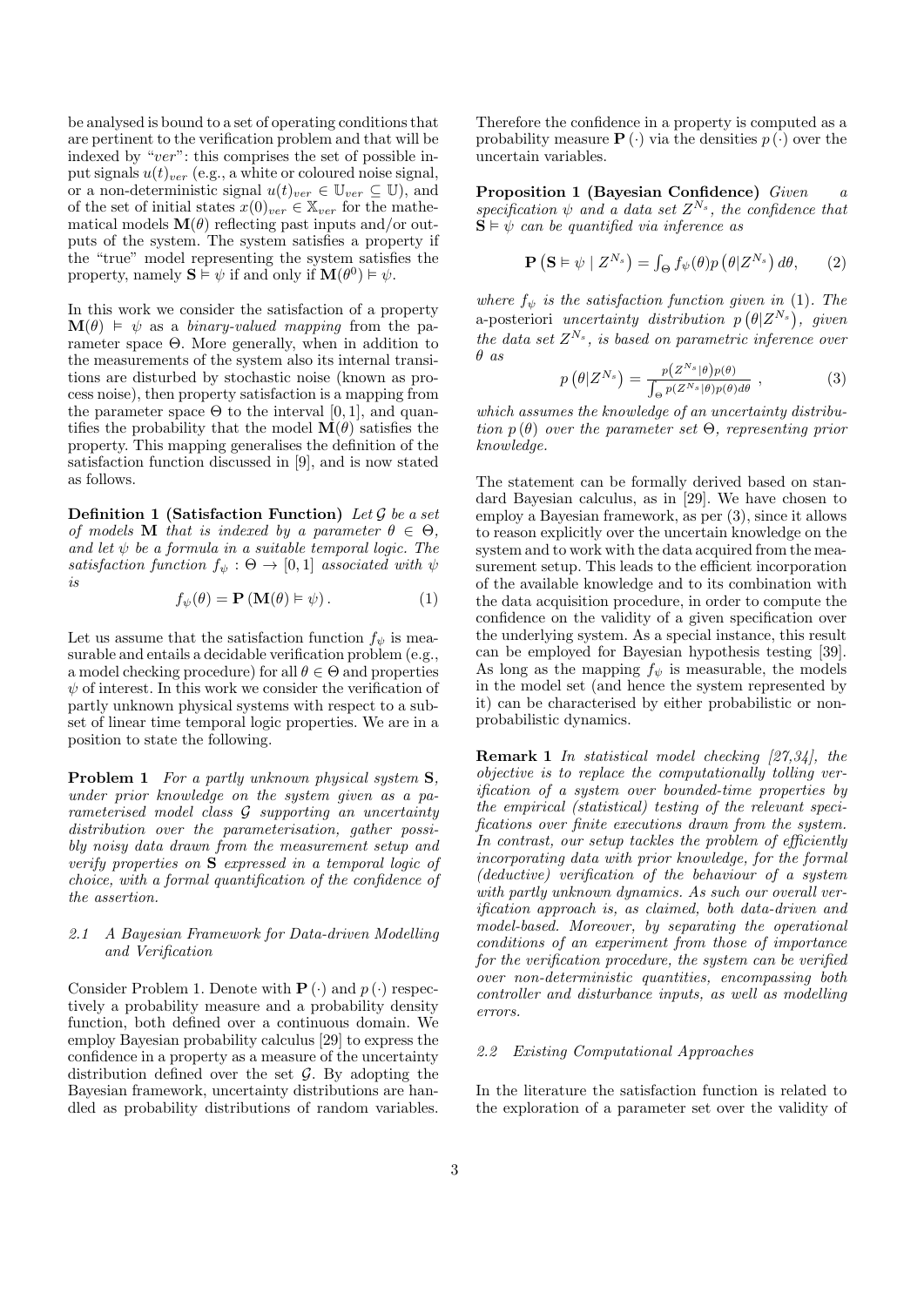be analysed is bound to a set of operating conditions that are pertinent to the verification problem and that will be indexed by "$ver$": this comprises the set of possible input signals $u(t)_{ver}$ (e.g., a white or coloured noise signal, or a non-deterministic signal $u(t)_{ver} \in \mathbb{U}_{ver} \subseteq \mathbb{U}$), and of the set of initial states $x(0)_{ver} \in \mathbb{X}_{ver}$ for the mathematical models $\mathbf{M}(\theta)$ reflecting past inputs and/or outputs of the system. The system satisfies a property if the "true" model representing the system satisfies the property, namely $\mathbf{S} \vDash \psi$ if and only if $\mathbf{M}(\theta^0) \vDash \psi$.

In this work we consider the satisfaction of a property $\mathbf{M}(\theta) \vDash \psi$ as a *binary-valued mapping* from the parameter space $\Theta$. More generally, when in addition to the measurements of the system also its internal transitions are disturbed by stochastic noise (known as process noise), then property satisfaction is a mapping from the parameter space $\Theta$ to the interval $[0, 1]$, and quantifies the probability that the model $\mathbf{M}(\theta)$ satisfies the property. This mapping generalises the definition of the satisfaction function discussed in [9], and is now stated as follows.

**Definition 1 (Satisfaction Function)** *Let $\mathcal{G}$ be a set of models $\mathbf{M}$ that is indexed by a parameter $\theta \in \Theta$, and let $\psi$ be a formula in a suitable temporal logic. The satisfaction function $f_\psi : \Theta \to [0, 1]$ associated with $\psi$ is*

$$f_\psi(\theta) = \mathbf{P}\left(\mathbf{M}(\theta) \vDash \psi\right). \tag{1}$$

Let us assume that the satisfaction function $f_\psi$ is measurable and entails a decidable verification problem (e.g., a model checking procedure) for all $\theta \in \Theta$ and properties $\psi$ of interest. In this work we consider the verification of partly unknown physical systems with respect to a subset of linear time temporal logic properties. We are in a position to state the following.

**Problem 1** *For a partly unknown physical system $\mathbf{S}$, under prior knowledge on the system given as a parameterised model class $\mathcal{G}$ supporting an uncertainty distribution over the parameterisation, gather possibly noisy data drawn from the measurement setup and verify properties on $\mathbf{S}$ expressed in a temporal logic of choice, with a formal quantification of the confidence of the assertion.*

### 2.1 A Bayesian Framework for Data-driven Modelling and Verification

Consider Problem 1. Denote with $\mathbf{P}(\cdot)$ and $p(\cdot)$ respectively a probability measure and a probability density function, both defined over a continuous domain. We employ Bayesian probability calculus [29] to express the confidence in a property as a measure of the uncertainty distribution defined over the set $\mathcal{G}$. By adopting the Bayesian framework, uncertainty distributions are handled as probability distributions of random variables. Therefore the confidence in a property is computed as a probability measure $\mathbf{P}(\cdot)$ via the densities $p(\cdot)$ over the uncertain variables.

**Proposition 1 (Bayesian Confidence)** *Given a specification $\psi$ and a data set $Z^{N_s}$, the confidence that $\mathbf{S} \vDash \psi$ can be quantified via inference as*

$$\mathbf{P}\left(\mathbf{S} \vDash \psi \mid Z^{N_s}\right) = \int_\Theta f_\psi(\theta) p\left(\theta | Z^{N_s}\right) d\theta, \tag{2}$$

*where $f_\psi$ is the satisfaction function given in (1). The* a-posteriori *uncertainty distribution $p\left(\theta | Z^{N_s}\right)$, given the data set $Z^{N_s}$, is based on parametric inference over $\theta$ as*

$$p\left(\theta | Z^{N_s}\right) = \frac{p\left(Z^{N_s} | \theta\right) p(\theta)}{\int_\Theta p(Z^{N_s} | \theta) p(\theta) d\theta}, \tag{3}$$

*which assumes the knowledge of an uncertainty distribution $p(\theta)$ over the parameter set $\Theta$, representing prior knowledge.*

The statement can be formally derived based on standard Bayesian calculus, as in [29]. We have chosen to employ a Bayesian framework, as per (3), since it allows to reason explicitly over the uncertain knowledge on the system and to work with the data acquired from the measurement setup. This leads to the efficient incorporation of the available knowledge and to its combination with the data acquisition procedure, in order to compute the confidence on the validity of a given specification over the underlying system. As a special instance, this result can be employed for Bayesian hypothesis testing [39]. As long as the mapping $f_\psi$ is measurable, the models in the model set (and hence the system represented by it) can be characterised by either probabilistic or non-probabilistic dynamics.

**Remark 1** *In statistical model checking [27,34], the objective is to replace the computationally tolling verification of a system over bounded-time properties by the empirical (statistical) testing of the relevant specifications over finite executions drawn from the system. In contrast, our setup tackles the problem of efficiently incorporating data with prior knowledge, for the formal (deductive) verification of the behaviour of a system with partly unknown dynamics. As such our overall verification approach is, as claimed, both data-driven and model-based. Moreover, by separating the operational conditions of an experiment from those of importance for the verification procedure, the system can be verified over non-deterministic quantities, encompassing both controller and disturbance inputs, as well as modelling errors.*

### 2.2 Existing Computational Approaches

In the literature the satisfaction function is related to the exploration of a parameter set over the validity of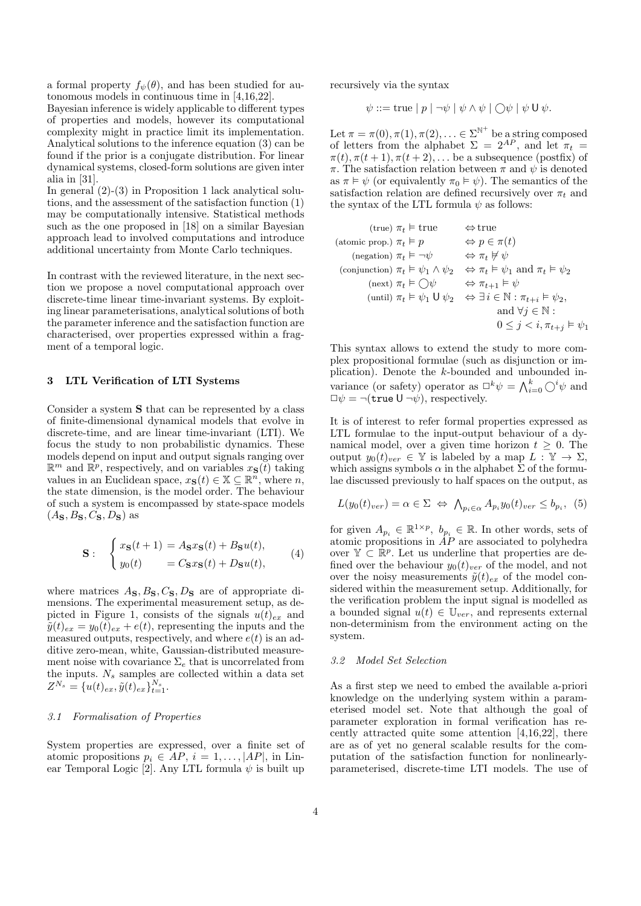a formal property $f_\psi(\theta)$, and has been studied for autonomous models in continuous time in [4,16,22].

Bayesian inference is widely applicable to different types of properties and models, however its computational complexity might in practice limit its implementation. Analytical solutions to the inference equation (3) can be found if the prior is a conjugate distribution. For linear dynamical systems, closed-form solutions are given inter alia in [31].

In general (2)-(3) in Proposition 1 lack analytical solutions, and the assessment of the satisfaction function (1) may be computationally intensive. Statistical methods such as the one proposed in [18] on a similar Bayesian approach lead to involved computations and introduce additional uncertainty from Monte Carlo techniques.

In contrast with the reviewed literature, in the next section we propose a novel computational approach over discrete-time linear time-invariant systems. By exploiting linear parameterisations, analytical solutions of both the parameter inference and the satisfaction function are characterised, over properties expressed within a fragment of a temporal logic.

## 3 LTL Verification of LTI Systems

Consider a system $\mathbf{S}$ that can be represented by a class of finite-dimensional dynamical models that evolve in discrete-time, and are linear time-invariant (LTI). We focus the study to non probabilistic dynamics. These models depend on input and output signals ranging over $\mathbb{R}^m$ and $\mathbb{R}^p$, respectively, and on variables $x_\mathbf{S}(t)$ taking values in an Euclidean space, $x_\mathbf{S}(t) \in \mathbb{X} \subseteq \mathbb{R}^n$, where $n$, the state dimension, is the model order. The behaviour of such a system is encompassed by state-space models $(A_\mathbf{S}, B_\mathbf{S}, C_\mathbf{S}, D_\mathbf{S})$ as

$$\mathbf{S}: \quad \begin{cases} x_\mathbf{S}(t+1) = A_\mathbf{S} x_\mathbf{S}(t) + B_\mathbf{S} u(t), \\ y_0(t) \quad\;\;\; = C_\mathbf{S} x_\mathbf{S}(t) + D_\mathbf{S} u(t), \end{cases} \tag{4}$$

where matrices $A_\mathbf{S}, B_\mathbf{S}, C_\mathbf{S}, D_\mathbf{S}$ are of appropriate dimensions. The experimental measurement setup, as depicted in Figure 1, consists of the signals $u(t)_{ex}$ and $\tilde{y}(t)_{ex} = y_0(t)_{ex} + e(t)$, representing the inputs and the measured outputs, respectively, and where $e(t)$ is an additive zero-mean, white, Gaussian-distributed measurement noise with covariance $\Sigma_e$ that is uncorrelated from the inputs. $N_s$ samples are collected within a data set $Z^{N_s} = \{u(t)_{ex}, \tilde{y}(t)_{ex}\}_{t=1}^{N_s}$.

### 3.1 Formalisation of Properties

System properties are expressed, over a finite set of atomic propositions $p_i \in AP$, $i = 1, \ldots, |AP|$, in Linear Temporal Logic [2]. Any LTL formula $\psi$ is built up recursively via the syntax

$$\psi ::= \text{true} \mid p \mid \neg\psi \mid \psi \wedge \psi \mid \bigcirc\psi \mid \psi \,\mathsf{U}\, \psi.$$

Let $\pi = \pi(0), \pi(1), \pi(2), \ldots \in \Sigma^{\mathbb{N}^+}$ be a string composed of letters from the alphabet $\Sigma = 2^{AP}$, and let $\pi_t = \pi(t), \pi(t+1), \pi(t+2), \ldots$ be a subsequence (postfix) of $\pi$. The satisfaction relation between $\pi$ and $\psi$ is denoted as $\pi \vDash \psi$ (or equivalently $\pi_0 \vDash \psi$). The semantics of the satisfaction relation are defined recursively over $\pi_t$ and the syntax of the LTL formula $\psi$ as follows:

$$\begin{aligned}
&\text{(true)}\ \pi_t \vDash \text{true} && \Leftrightarrow \text{true} \\
&\text{(atomic prop.)}\ \pi_t \vDash p && \Leftrightarrow p \in \pi(t) \\
&\text{(negation)}\ \pi_t \vDash \neg\psi && \Leftrightarrow \pi_t \nvDash \psi \\
&\text{(conjunction)}\ \pi_t \vDash \psi_1 \wedge \psi_2 && \Leftrightarrow \pi_t \vDash \psi_1 \text{ and } \pi_t \vDash \psi_2 \\
&\text{(next)}\ \pi_t \vDash \bigcirc\psi && \Leftrightarrow \pi_{t+1} \vDash \psi \\
&\text{(until)}\ \pi_t \vDash \psi_1 \,\mathsf{U}\, \psi_2 && \Leftrightarrow \exists i \in \mathbb{N} : \pi_{t+i} \vDash \psi_2, \\
& && \quad\ \text{and } \forall j \in \mathbb{N} : \\
& && \quad\ 0 \leq j < i, \pi_{t+j} \vDash \psi_1
\end{aligned}$$

This syntax allows to extend the study to more complex propositional formulae (such as disjunction or implication). Denote the $k$-bounded and unbounded invariance (or safety) operator as $\Box^k\psi = \bigwedge_{i=0}^k \bigcirc^i \psi$ and $\Box\psi = \neg(\texttt{true} \,\mathsf{U}\, \neg\psi)$, respectively.

It is of interest to refer formal properties expressed as LTL formulae to the input-output behaviour of a dynamical model, over a given time horizon $t \geq 0$. The output $y_0(t)_{ver} \in \mathbb{Y}$ is labeled by a map $L : \mathbb{Y} \to \Sigma$, which assigns symbols $\alpha$ in the alphabet $\Sigma$ of the formulae discussed previously to half spaces on the output, as

$$L(y_0(t)_{ver}) = \alpha \in \Sigma \ \Leftrightarrow\ \textstyle\bigwedge_{p_i \in \alpha} A_{p_i} y_0(t)_{ver} \leq b_{p_i}, \tag{5}$$

for given $A_{p_i} \in \mathbb{R}^{1 \times p}$, $b_{p_i} \in \mathbb{R}$. In other words, sets of atomic propositions in $AP$ are associated to polyhedra over $\mathbb{Y} \subset \mathbb{R}^p$. Let us underline that properties are defined over the behaviour $y_0(t)_{ver}$ of the model, and not over the noisy measurements $\tilde{y}(t)_{ex}$ of the model considered within the measurement setup. Additionally, for the verification problem the input signal is modelled as a bounded signal $u(t) \in \mathbb{U}_{ver}$, and represents external non-determinism from the environment acting on the system.

### 3.2 Model Set Selection

As a first step we need to embed the available a-priori knowledge on the underlying system within a parameterised model set. Note that although the goal of parameter exploration in formal verification has recently attracted quite some attention [4,16,22], there are as of yet no general scalable results for the computation of the satisfaction function for nonlinearly-parameterised, discrete-time LTI models. The use of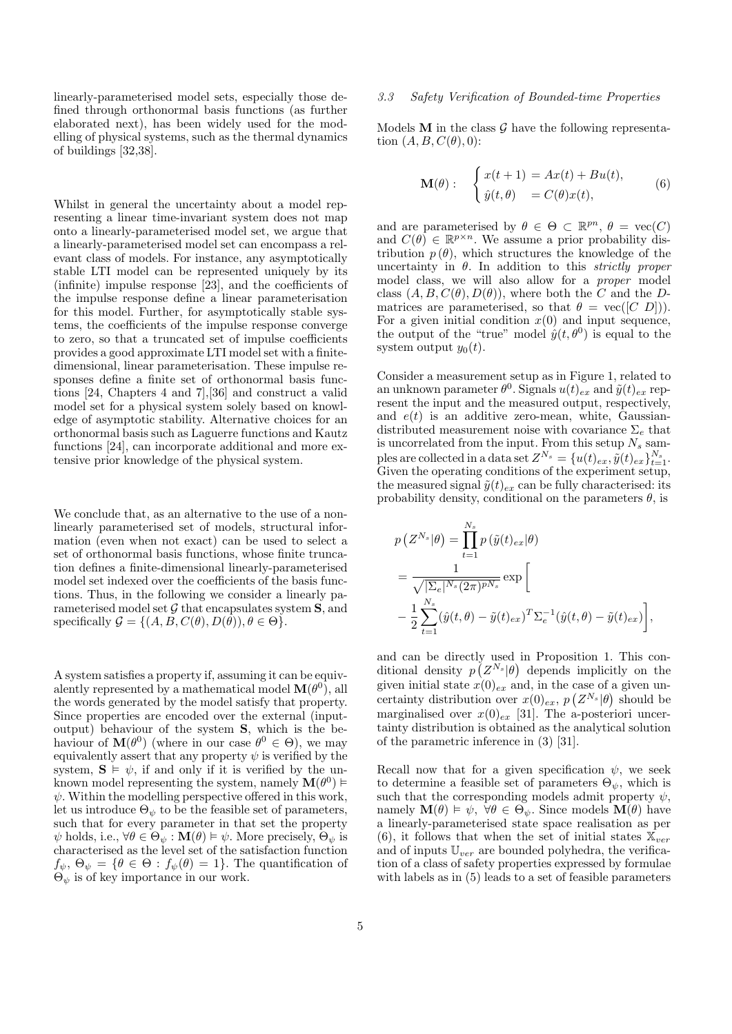linearly-parameterised model sets, especially those defined through orthonormal basis functions (as further elaborated next), has been widely used for the modelling of physical systems, such as the thermal dynamics of buildings [32,38].

Whilst in general the uncertainty about a model representing a linear time-invariant system does not map onto a linearly-parameterised model set, we argue that a linearly-parameterised model set can encompass a relevant class of models. For instance, any asymptotically stable LTI model can be represented uniquely by its (infinite) impulse response [23], and the coefficients of the impulse response define a linear parameterisation for this model. Further, for asymptotically stable systems, the coefficients of the impulse response converge to zero, so that a truncated set of impulse coefficients provides a good approximate LTI model set with a finite-dimensional, linear parameterisation. These impulse responses define a finite set of orthonormal basis functions [24, Chapters 4 and 7],[36] and construct a valid model set for a physical system solely based on knowledge of asymptotic stability. Alternative choices for an orthonormal basis such as Laguerre functions and Kautz functions [24], can incorporate additional and more extensive prior knowledge of the physical system.

We conclude that, as an alternative to the use of a non-linearly parameterised set of models, structural information (even when not exact) can be used to select a set of orthonormal basis functions, whose finite truncation defines a finite-dimensional linearly-parameterised model set indexed over the coefficients of the basis functions. Thus, in the following we consider a linearly parameterised model set $\mathcal{G}$ that encapsulates system $\mathbf{S}$, and specifically $\mathcal{G} = \{(A, B, C(\theta), D(\theta)), \theta \in \Theta\}$.

A system satisfies a property if, assuming it can be equivalently represented by a mathematical model $\mathbf{M}(\theta^0)$, all the words generated by the model satisfy that property. Since properties are encoded over the external (input-output) behaviour of the system $\mathbf{S}$, which is the behaviour of $\mathbf{M}(\theta^0)$ (where in our case $\theta^0 \in \Theta$), we may equivalently assert that any property $\psi$ is verified by the system, $\mathbf{S} \vDash \psi$, if and only if it is verified by the unknown model representing the system, namely $\mathbf{M}(\theta^0) \vDash \psi$. Within the modelling perspective offered in this work, let us introduce $\Theta_\psi$ to be the feasible set of parameters, such that for every parameter in that set the property $\psi$ holds, i.e., $\forall \theta \in \Theta_\psi : \mathbf{M}(\theta) \vDash \psi$. More precisely, $\Theta_\psi$ is characterised as the level set of the satisfaction function $f_\psi$, $\Theta_\psi = \{\theta \in \Theta : f_\psi(\theta) = 1\}$. The quantification of $\Theta_\psi$ is of key importance in our work.

### *3.3 Safety Verification of Bounded-time Properties*

Models $\mathbf{M}$ in the class $\mathcal{G}$ have the following representation $(A, B, C(\theta), 0)$:

$$
\mathbf{M}(\theta): \quad \begin{cases} x(t+1) = Ax(t) + Bu(t), \\ \hat{y}(t,\theta) \quad = C(\theta)x(t), \end{cases} \tag{6}
$$

and are parameterised by $\theta \in \Theta \subset \mathbb{R}^{pn}$, $\theta = \mathrm{vec}(C)$ and $C(\theta) \in \mathbb{R}^{p \times n}$. We assume a prior probability distribution $p(\theta)$, which structures the knowledge of the uncertainty in $\theta$. In addition to this *strictly proper* model class, we will also allow for a *proper* model class $(A, B, C(\theta), D(\theta))$, where both the $C$ and the $D$-matrices are parameterised, so that $\theta = \mathrm{vec}([C \ D])$). For a given initial condition $x(0)$ and input sequence, the output of the "true" model $\hat{y}(t, \theta^0)$ is equal to the system output $y_0(t)$.

Consider a measurement setup as in Figure 1, related to an unknown parameter $\theta^0$. Signals $u(t)_{ex}$ and $\tilde{y}(t)_{ex}$ represent the input and the measured output, respectively, and $e(t)$ is an additive zero-mean, white, Gaussian-distributed measurement noise with covariance $\Sigma_e$ that is uncorrelated from the input. From this setup $N_s$ samples are collected in a data set $Z^{N_s} = \{u(t)_{ex}, \tilde{y}(t)_{ex}\}_{t=1}^{N_s}$. Given the operating conditions of the experiment setup, the measured signal $\tilde{y}(t)_{ex}$ can be fully characterised: its probability density, conditional on the parameters $\theta$, is

$$
\begin{aligned}
&p\left(Z^{N_s}|\theta\right) = \prod_{t=1}^{N_s} p\left(\tilde{y}(t)_{ex}|\theta\right) \\
&= \frac{1}{\sqrt{|\Sigma_e|^{N_s}(2\pi)^{pN_s}}} \exp\Bigg[ \\
&-\frac{1}{2}\sum_{t=1}^{N_s}(\hat{y}(t,\theta) - \tilde{y}(t)_{ex})^T \Sigma_e^{-1} (\hat{y}(t,\theta) - \tilde{y}(t)_{ex})\Bigg],
\end{aligned}
$$

and can be directly used in Proposition 1. This conditional density $p\left(Z^{N_s}|\theta\right)$ depends implicitly on the given initial state $x(0)_{ex}$ and, in the case of a given uncertainty distribution over $x(0)_{ex}$, $p\left(Z^{N_s}|\theta\right)$ should be marginalised over $x(0)_{ex}$ [31]. The a-posteriori uncertainty distribution is obtained as the analytical solution of the parametric inference in (3) [31].

Recall now that for a given specification $\psi$, we seek to determine a feasible set of parameters $\Theta_\psi$, which is such that the corresponding models admit property $\psi$, namely $\mathbf{M}(\theta) \vDash \psi$, $\forall \theta \in \Theta_\psi$. Since models $\mathbf{M}(\theta)$ have a linearly-parameterised state space realisation as per (6), it follows that when the set of initial states $\mathbb{X}_{ver}$ and of inputs $\mathbb{U}_{ver}$ are bounded polyhedra, the verification of a class of safety properties expressed by formulae with labels as in (5) leads to a set of feasible parameters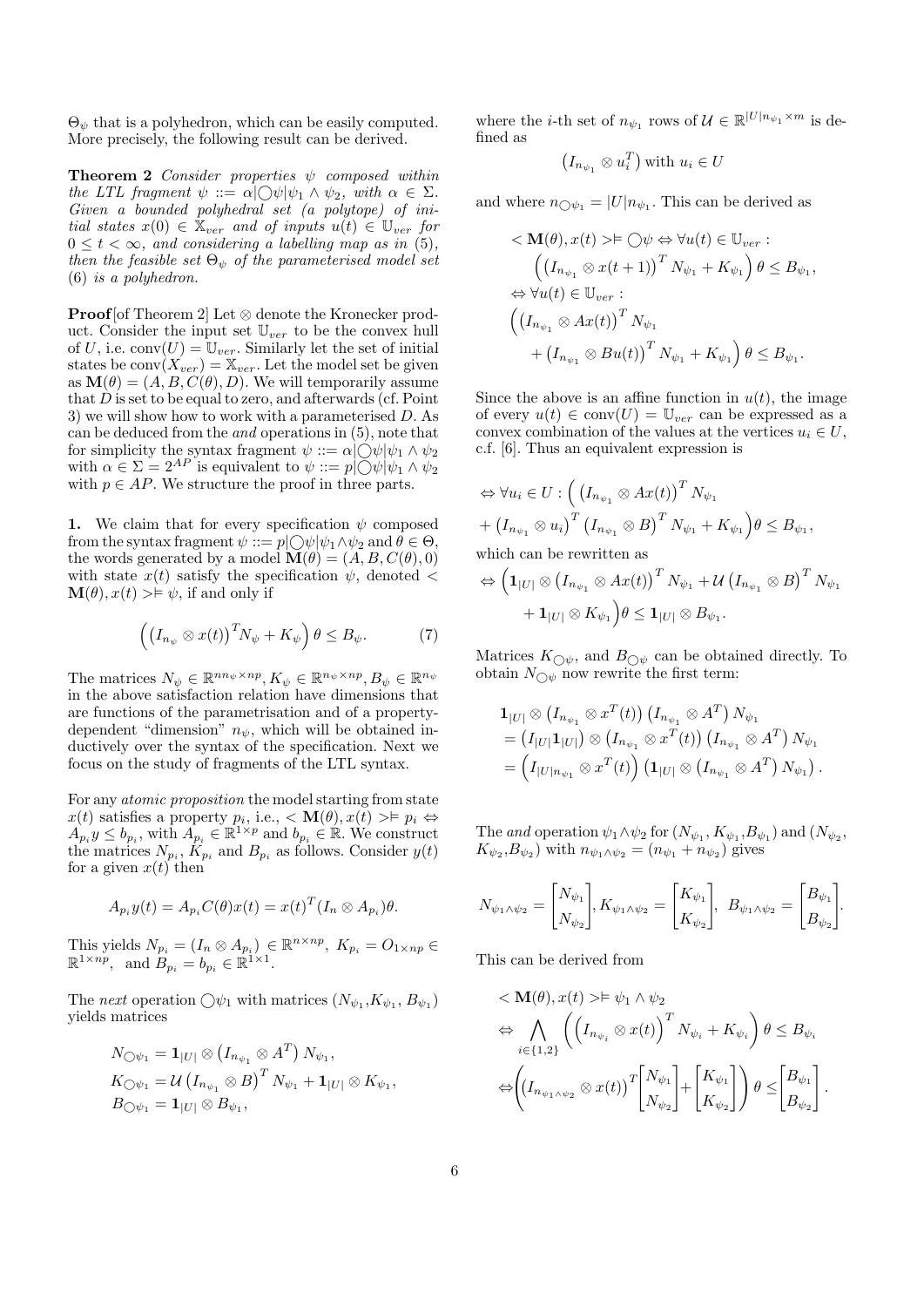$\Theta_\psi$ that is a polyhedron, which can be easily computed. More precisely, the following result can be derived.

**Theorem 2** *Consider properties $\psi$ composed within the LTL fragment $\psi ::= \alpha|\bigcirc\psi|\psi_1 \wedge \psi_2$, with $\alpha \in \Sigma$. Given a bounded polyhedral set (a polytope) of initial states $x(0) \in \mathbb{X}_{ver}$ and of inputs $u(t) \in \mathbb{U}_{ver}$ for $0 \leq t < \infty$, and considering a labelling map as in (5), then the feasible set $\Theta_\psi$ of the parameterised model set (6) is a polyhedron.*

**Proof**[of Theorem 2] Let $\otimes$ denote the Kronecker product. Consider the input set $\mathbb{U}_{ver}$ to be the convex hull of $U$, i.e. $\mathrm{conv}(U) = \mathbb{U}_{ver}$. Similarly let the set of initial states be $\mathrm{conv}(X_{ver}) = \mathbb{X}_{ver}$. Let the model set be given as $\mathbf{M}(\theta) = (A, B, C(\theta), D)$. We will temporarily assume that $D$ is set to be equal to zero, and afterwards (cf. Point 3) we will show how to work with a parameterised $D$. As can be deduced from the *and* operations in (5), note that for simplicity the syntax fragment $\psi ::= \alpha|\bigcirc\psi|\psi_1 \wedge \psi_2$ with $\alpha \in \Sigma = 2^{AP}$ is equivalent to $\psi ::= p|\bigcirc\psi|\psi_1 \wedge \psi_2$ with $p \in AP$. We structure the proof in three parts.

**1.** We claim that for every specification $\psi$ composed from the syntax fragment $\psi ::= p|\bigcirc\psi|\psi_1 \wedge \psi_2$ and $\theta \in \Theta$, the words generated by a model $\mathbf{M}(\theta) = (A, B, C(\theta), 0)$ with state $x(t)$ satisfy the specification $\psi$, denoted $< \mathbf{M}(\theta), x(t) > \vDash \psi$, if and only if

$$\left(\left(I_{n_\psi} \otimes x(t)\right)^T N_\psi + K_\psi\right)\theta \leq B_\psi. \tag{7}$$

The matrices $N_\psi \in \mathbb{R}^{nn_\psi \times np}, K_\psi \in \mathbb{R}^{n_\psi \times np}, B_\psi \in \mathbb{R}^{n_\psi}$ in the above satisfaction relation have dimensions that are functions of the parametrisation and of a property-dependent "dimension" $n_\psi$, which will be obtained inductively over the syntax of the specification. Next we focus on the study of fragments of the LTL syntax.

For any *atomic proposition* the model starting from state $x(t)$ satisfies a property $p_i$, i.e., $< \mathbf{M}(\theta), x(t) > \vDash p_i \Leftrightarrow A_{p_i} y \leq b_{p_i}$, with $A_{p_i} \in \mathbb{R}^{1\times p}$ and $b_{p_i} \in \mathbb{R}$. We construct the matrices $N_{p_i}$, $K_{p_i}$ and $B_{p_i}$ as follows. Consider $y(t)$ for a given $x(t)$ then

$$A_{p_i} y(t) = A_{p_i} C(\theta) x(t) = x(t)^T (I_n \otimes A_{p_i})\theta.$$

This yields $N_{p_i} = (I_n \otimes A_{p_i}) \in \mathbb{R}^{n\times np}$, $K_{p_i} = O_{1\times np} \in \mathbb{R}^{1\times np}$, and $B_{p_i} = b_{p_i} \in \mathbb{R}^{1\times 1}$.

The *next* operation $\bigcirc\psi_1$ with matrices $(N_{\psi_1}, K_{\psi_1}, B_{\psi_1})$ yields matrices

$$\begin{aligned}
N_{\bigcirc\psi_1} &= \mathbf{1}_{|U|} \otimes \left(I_{n_{\psi_1}} \otimes A^T\right) N_{\psi_1},\\
K_{\bigcirc\psi_1} &= \mathcal{U}\left(I_{n_{\psi_1}} \otimes B\right)^T N_{\psi_1} + \mathbf{1}_{|U|} \otimes K_{\psi_1},\\
B_{\bigcirc\psi_1} &= \mathbf{1}_{|U|} \otimes B_{\psi_1},
\end{aligned}$$

where the $i$-th set of $n_{\psi_1}$ rows of $\mathcal{U} \in \mathbb{R}^{|U|n_{\psi_1}\times m}$ is defined as

$$\left(I_{n_{\psi_1}} \otimes u_i^T\right) \text{ with } u_i \in U$$

and where $n_{\bigcirc\psi_1} = |U| n_{\psi_1}$. This can be derived as

$$\begin{aligned}
&< \mathbf{M}(\theta), x(t) > \vDash \bigcirc\psi \Leftrightarrow \forall u(t) \in \mathbb{U}_{ver} :\\
&\quad \left(\left(I_{n_{\psi_1}} \otimes x(t+1)\right)^T N_{\psi_1} + K_{\psi_1}\right)\theta \leq B_{\psi_1},\\
&\Leftrightarrow \forall u(t) \in \mathbb{U}_{ver} :\\
&\left(\left(I_{n_{\psi_1}} \otimes Ax(t)\right)^T N_{\psi_1}\right.\\
&\quad \left. + \left(I_{n_{\psi_1}} \otimes Bu(t)\right)^T N_{\psi_1} + K_{\psi_1}\right)\theta \leq B_{\psi_1}.
\end{aligned}$$

Since the above is an affine function in $u(t)$, the image of every $u(t) \in \mathrm{conv}(U) = \mathbb{U}_{ver}$ can be expressed as a convex combination of the values at the vertices $u_i \in U$, c.f. [6]. Thus an equivalent expression is

$$\begin{aligned}
&\Leftrightarrow \forall u_i \in U : \Big( \left(I_{n_{\psi_1}} \otimes Ax(t)\right)^T N_{\psi_1}\\
&+ \left(I_{n_{\psi_1}} \otimes u_i\right)^T \left(I_{n_{\psi_1}} \otimes B\right)^T N_{\psi_1} + K_{\psi_1}\Big)\theta \leq B_{\psi_1},
\end{aligned}$$

which can be rewritten as

$$\begin{aligned}
&\Leftrightarrow \Big(\mathbf{1}_{|U|} \otimes \left(I_{n_{\psi_1}} \otimes Ax(t)\right)^T N_{\psi_1} + \mathcal{U}\left(I_{n_{\psi_1}} \otimes B\right)^T N_{\psi_1}\\
&\quad + \mathbf{1}_{|U|} \otimes K_{\psi_1}\Big)\theta \leq \mathbf{1}_{|U|} \otimes B_{\psi_1}.
\end{aligned}$$

Matrices $K_{\bigcirc\psi}$, and $B_{\bigcirc\psi}$ can be obtained directly. To obtain $N_{\bigcirc\psi}$ now rewrite the first term:

$$\begin{aligned}
&\mathbf{1}_{|U|} \otimes \left(I_{n_{\psi_1}} \otimes x^T(t)\right)\left(I_{n_{\psi_1}} \otimes A^T\right) N_{\psi_1}\\
&= \left(I_{|U|}\mathbf{1}_{|U|}\right) \otimes \left(I_{n_{\psi_1}} \otimes x^T(t)\right)\left(I_{n_{\psi_1}} \otimes A^T\right) N_{\psi_1}\\
&= \left(I_{|U|n_{\psi_1}} \otimes x^T(t)\right)\left(\mathbf{1}_{|U|} \otimes \left(I_{n_{\psi_1}} \otimes A^T\right) N_{\psi_1}\right).
\end{aligned}$$

The *and* operation $\psi_1 \wedge \psi_2$ for $(N_{\psi_1}, K_{\psi_1}, B_{\psi_1})$ and $(N_{\psi_2}, K_{\psi_2}, B_{\psi_2})$ with $n_{\psi_1\wedge\psi_2} = (n_{\psi_1} + n_{\psi_2})$ gives

$$N_{\psi_1\wedge\psi_2} = \begin{bmatrix} N_{\psi_1} \\ N_{\psi_2} \end{bmatrix}, K_{\psi_1\wedge\psi_2} = \begin{bmatrix} K_{\psi_1} \\ K_{\psi_2} \end{bmatrix},\ B_{\psi_1\wedge\psi_2} = \begin{bmatrix} B_{\psi_1} \\ B_{\psi_2} \end{bmatrix}.$$

This can be derived from

$$\begin{aligned}
&< \mathbf{M}(\theta), x(t) > \vDash \psi_1 \wedge \psi_2\\
&\Leftrightarrow \bigwedge_{i\in\{1,2\}} \left(\left(I_{n_{\psi_i}} \otimes x(t)\right)^T N_{\psi_i} + K_{\psi_i}\right)\theta \leq B_{\psi_i}\\
&\Leftrightarrow \left(\left(I_{n_{\psi_1\wedge\psi_2}} \otimes x(t)\right)^T \begin{bmatrix} N_{\psi_1} \\ N_{\psi_2} \end{bmatrix} + \begin{bmatrix} K_{\psi_1} \\ K_{\psi_2} \end{bmatrix}\right)\theta \leq \begin{bmatrix} B_{\psi_1} \\ B_{\psi_2} \end{bmatrix}.
\end{aligned}$$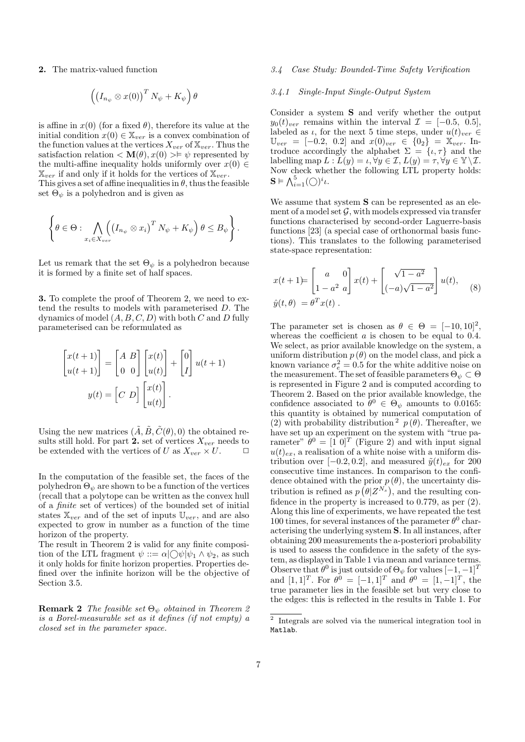**2.** The matrix-valued function

$$\left(\left(I_{n_\psi} \otimes x(0)\right)^T N_\psi + K_\psi\right)\theta$$

is affine in $x(0)$ (for a fixed $\theta$), therefore its value at the initial condition $x(0) \in \mathbb{X}_{ver}$ is a convex combination of the function values at the vertices $X_{ver}$ of $\mathbb{X}_{ver}$. Thus the satisfaction relation $< \mathbf{M}(\theta), x(0) > \models \psi$ represented by the multi-affine inequality holds uniformly over $x(0) \in \mathbb{X}_{ver}$ if and only if it holds for the vertices of $\mathbb{X}_{ver}$.
This gives a set of affine inequalities in $\theta$, thus the feasible set $\Theta_\psi$ is a polyhedron and is given as

$$\left\{\theta \in \Theta : \bigwedge_{x_i \in X_{ver}} \left(\left(I_{n_\psi} \otimes x_i\right)^T N_\psi + K_\psi\right)\theta \leq B_\psi\right\}.$$

Let us remark that the set $\Theta_\psi$ is a polyhedron because it is formed by a finite set of half spaces.

**3.** To complete the proof of Theorem 2, we need to extend the results to models with parameterised $D$. The dynamics of model $(A, B, C, D)$ with both $C$ and $D$ fully parameterised can be reformulated as

$$\begin{bmatrix} x(t+1) \\ u(t+1) \end{bmatrix} = \begin{bmatrix} A & B \\ 0 & 0 \end{bmatrix} \begin{bmatrix} x(t) \\ u(t) \end{bmatrix} + \begin{bmatrix} 0 \\ I \end{bmatrix} u(t+1)$$

$$y(t) = \begin{bmatrix} C & D \end{bmatrix} \begin{bmatrix} x(t) \\ u(t) \end{bmatrix}.$$

Using the new matrices $(\tilde{A}, \tilde{B}, \tilde{C}(\theta), 0)$ the obtained results still hold. For part **2.** set of vertices $X_{ver}$ needs to be extended with the vertices of $U$ as $X_{ver} \times U$. □

In the computation of the feasible set, the faces of the polyhedron $\Theta_\psi$ are shown to be a function of the vertices (recall that a polytope can be written as the convex hull of a *finite* set of vertices) of the bounded set of initial states $\mathbb{X}_{ver}$ and of the set of inputs $\mathbb{U}_{ver}$, and are also expected to grow in number as a function of the time horizon of the property.
The result in Theorem 2 is valid for any finite composition of the LTL fragment $\psi ::= \alpha | \bigcirc\psi | \psi_1 \wedge \psi_2$, as such it only holds for finite horizon properties. Properties defined over the infinite horizon will be the objective of Section 3.5.

**Remark 2** *The feasible set $\Theta_\psi$ obtained in Theorem 2 is a Borel-measurable set as it defines (if not empty) a closed set in the parameter space.*

### 3.4 Case Study: Bounded-Time Safety Verification

#### 3.4.1 Single-Input Single-Output System

Consider a system $\mathbf{S}$ and verify whether the output $y_0(t)_{ver}$ remains within the interval $\mathcal{I} = [-0.5,\ 0.5]$, labeled as $\iota$, for the next 5 time steps, under $u(t)_{ver} \in \mathbb{U}_{ver} = [-0.2,\ 0.2]$ and $x(0)_{ver} \in \{0_2\} = \mathbb{X}_{ver}$. Introduce accordingly the alphabet $\Sigma = \{\iota, \tau\}$ and the labelling map $L : L(y) = \iota, \forall y \in \mathcal{I}, L(y) = \tau, \forall y \in \mathbb{Y}\setminus\mathcal{I}$. Now check whether the following LTL property holds: $\mathbf{S} \models \bigwedge_{i=1}^{5} (\bigcirc)^i \iota$.

We assume that system $\mathbf{S}$ can be represented as an element of a model set $\mathcal{G}$, with models expressed via transfer functions characterised by second-order Laguerre-basis functions [23] (a special case of orthonormal basis functions). This translates to the following parameterised state-space representation:

$$\begin{aligned} x(t+1) &= \begin{bmatrix} a & 0 \\ 1-a^2 & a \end{bmatrix} x(t) + \begin{bmatrix} \sqrt{1-a^2} \\ (-a)\sqrt{1-a^2} \end{bmatrix} u(t), \\ \hat{y}(t,\theta) &= \theta^T x(t)\ . \end{aligned} \tag{8}$$

The parameter set is chosen as $\theta \in \Theta = [-10, 10]^2$, whereas the coefficient $a$ is chosen to be equal to 0.4. We select, as prior available knowledge on the system, a uniform distribution $p(\theta)$ on the model class, and pick a known variance $\sigma_e^2 = 0.5$ for the white additive noise on the measurement. The set of feasible parameters $\Theta_\psi \subset \Theta$ is represented in Figure 2 and is computed according to Theorem 2. Based on the prior available knowledge, the confidence associated to $\theta^0 \in \Theta_\psi$ amounts to 0.0165: this quantity is obtained by numerical computation of (2) with probability distribution [2] $p(\theta)$. Thereafter, we have set up an experiment on the system with "true parameter" $\theta^0 = [1\ 0]^T$ (Figure 2) and with input signal $u(t)_{ex}$, a realisation of a white noise with a uniform distribution over $[-0.2, 0.2]$, and measured $\tilde{y}(t)_{ex}$ for 200 consecutive time instances. In comparison to the confidence obtained with the prior $p(\theta)$, the uncertainty distribution is refined as $p\left(\theta | Z^{N_s}\right)$, and the resulting confidence in the property is increased to 0.779, as per (2). Along this line of experiments, we have repeated the test 100 times, for several instances of the parameter $\theta^0$ characterising the underlying system $\mathbf{S}$. In all instances, after obtaining 200 measurements the a-posteriori probability is used to assess the confidence in the safety of the system, as displayed in Table 1 via mean and variance terms. Observe that $\theta^0$ is just outside of $\Theta_\psi$ for values $[-1, -1]^T$ and $[1, 1]^T$. For $\theta^0 = [-1, 1]^T$ and $\theta^0 = [1, -1]^T$, the true parameter lies in the feasible set but very close to the edges: this is reflected in the results in Table 1. For

[2] Integrals are solved via the numerical integration tool in Matlab.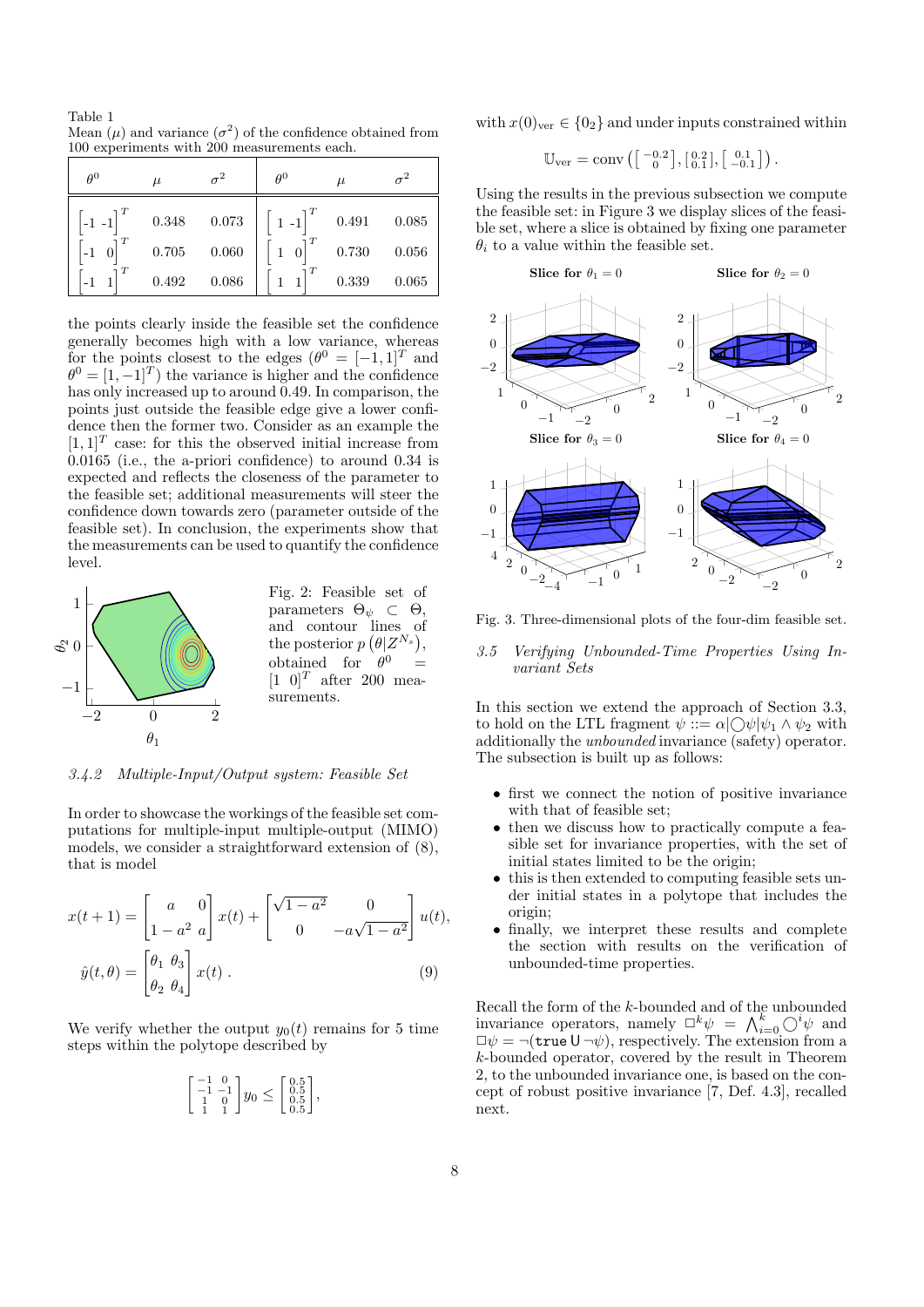Table 1
Mean ($\mu$) and variance ($\sigma^2$) of the confidence obtained from 100 experiments with 200 measurements each.

| $\theta^0$ | $\mu$ | $\sigma^2$ | $\theta^0$ | $\mu$ | $\sigma^2$ |
|---|---|---|---|---|---|
| $\begin{bmatrix}-1 & -1\end{bmatrix}^T$ | 0.348 | 0.073 | $\begin{bmatrix}1 & -1\end{bmatrix}^T$ | 0.491 | 0.085 |
| $\begin{bmatrix}-1 & 0\end{bmatrix}^T$ | 0.705 | 0.060 | $\begin{bmatrix}1 & 0\end{bmatrix}^T$ | 0.730 | 0.056 |
| $\begin{bmatrix}-1 & 1\end{bmatrix}^T$ | 0.492 | 0.086 | $\begin{bmatrix}1 & 1\end{bmatrix}^T$ | 0.339 | 0.065 |

the points clearly inside the feasible set the confidence generally becomes high with a low variance, whereas for the points closest to the edges ($\theta^0 = [-1, 1]^T$ and $\theta^0 = [1, -1]^T$) the variance is higher and the confidence has only increased up to around 0.49. In comparison, the points just outside the feasible edge give a lower confidence then the former two. Consider as an example the $[1, 1]^T$ case: for this the observed initial increase from 0.0165 (i.e., the a-priori confidence) to around 0.34 is expected and reflects the closeness of the parameter to the feasible set; additional measurements will steer the confidence down towards zero (parameter outside of the feasible set). In conclusion, the experiments show that the measurements can be used to quantify the confidence level.

Fig. 2: Feasible set of parameters $\Theta_\psi \subset \Theta$, and contour lines of the posterior $p\left(\theta|Z^{N_s}\right)$, obtained for $\theta^0 = [1\ \ 0]^T$ after 200 measurements.

### 3.4.2 Multiple-Input/Output system: Feasible Set

In order to showcase the workings of the feasible set computations for multiple-input multiple-output (MIMO) models, we consider a straightforward extension of (8), that is model

$$x(t+1) = \begin{bmatrix} a & 0 \\ 1-a^2 & a \end{bmatrix} x(t) + \begin{bmatrix} \sqrt{1-a^2} & 0 \\ 0 & -a\sqrt{1-a^2} \end{bmatrix} u(t),$$

$$\hat{y}(t,\theta) = \begin{bmatrix} \theta_1 & \theta_3 \\ \theta_2 & \theta_4 \end{bmatrix} x(t)\ . \tag{9}$$

We verify whether the output $y_0(t)$ remains for 5 time steps within the polytope described by

$$\begin{bmatrix} -1 & 0 \\ -1 & -1 \\ 1 & 0 \\ 1 & 1 \end{bmatrix} y_0 \leq \begin{bmatrix} 0.5 \\ 0.5 \\ 0.5 \\ 0.5 \end{bmatrix},$$

with $x(0)_{\text{ver}} \in \{0_2\}$ and under inputs constrained within

$$\mathbb{U}_{\text{ver}} = \text{conv}\left(\left[\begin{smallmatrix} -0.2 \\ 0 \end{smallmatrix}\right], \left[\begin{smallmatrix} 0.2 \\ 0.1 \end{smallmatrix}\right], \left[\begin{smallmatrix} 0.1 \\ -0.1 \end{smallmatrix}\right]\right).$$

Using the results in the previous subsection we compute the feasible set: in Figure 3 we display slices of the feasible set, where a slice is obtained by fixing one parameter $\theta_i$ to a value within the feasible set.

Fig. 3. Three-dimensional plots of the four-dim feasible set.

### 3.5 Verifying Unbounded-Time Properties Using Invariant Sets

In this section we extend the approach of Section 3.3, to hold on the LTL fragment $\psi ::= \alpha|\bigcirc\psi|\psi_1 \wedge \psi_2$ with additionally the *unbounded* invariance (safety) operator. The subsection is built up as follows:

- first we connect the notion of positive invariance with that of feasible set;
- then we discuss how to practically compute a feasible set for invariance properties, with the set of initial states limited to be the origin;
- this is then extended to computing feasible sets under initial states in a polytope that includes the origin;
- finally, we interpret these results and complete the section with results on the verification of unbounded-time properties.

Recall the form of the $k$-bounded and of the unbounded invariance operators, namely $\square^k\psi = \bigwedge_{i=0}^{k} \bigcirc^i\psi$ and $\square\psi = \neg(\texttt{true}\ \mathsf{U}\ \neg\psi)$, respectively. The extension from a $k$-bounded operator, covered by the result in Theorem 2, to the unbounded invariance one, is based on the concept of robust positive invariance [7, Def. 4.3], recalled next.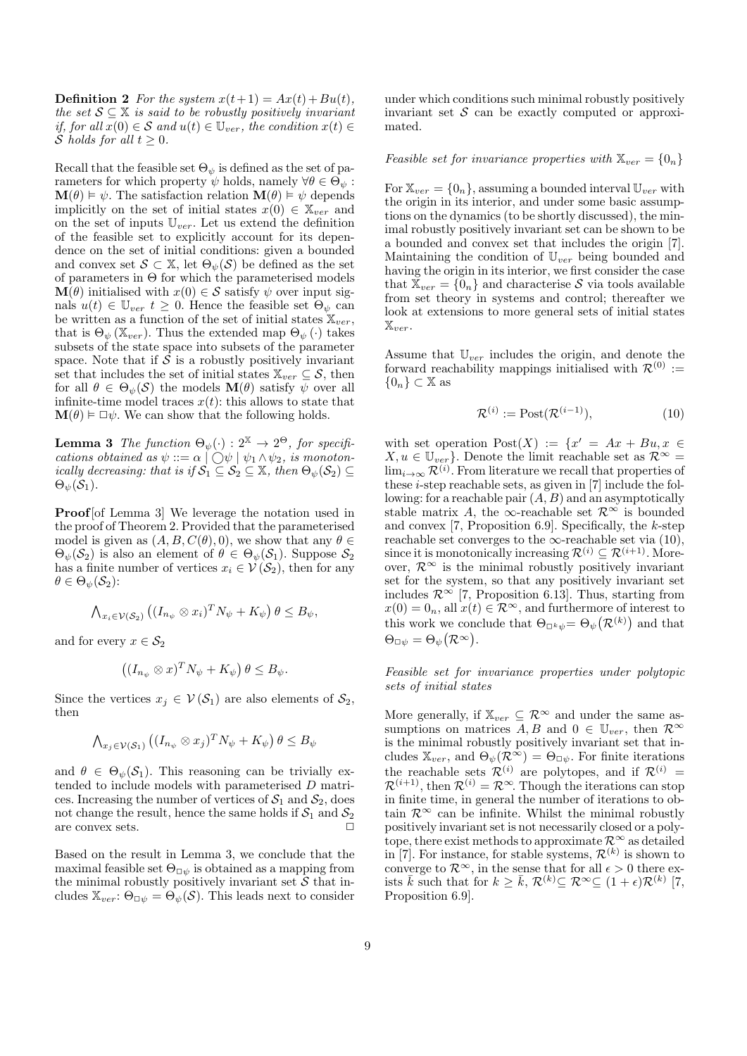**Definition 2** *For the system $x(t+1) = Ax(t)+Bu(t)$, the set $\mathcal{S} \subseteq \mathbb{X}$ is said to be robustly positively invariant if, for all $x(0) \in \mathcal{S}$ and $u(t) \in \mathbb{U}_{ver}$, the condition $x(t) \in \mathcal{S}$ holds for all $t \geq 0$.*

Recall that the feasible set $\Theta_\psi$ is defined as the set of parameters for which property $\psi$ holds, namely $\forall \theta \in \Theta_\psi : \mathbf{M}(\theta) \vDash \psi$. The satisfaction relation $\mathbf{M}(\theta) \vDash \psi$ depends implicitly on the set of initial states $x(0) \in \mathbb{X}_{ver}$ and on the set of inputs $\mathbb{U}_{ver}$. Let us extend the definition of the feasible set to explicitly account for its dependence on the set of initial conditions: given a bounded and convex set $\mathcal{S} \subset \mathbb{X}$, let $\Theta_\psi(\mathcal{S})$ be defined as the set of parameters in $\Theta$ for which the parameterised models $\mathbf{M}(\theta)$ initialised with $x(0) \in \mathcal{S}$ satisfy $\psi$ over input signals $u(t) \in \mathbb{U}_{ver}$ $t \geq 0$. Hence the feasible set $\Theta_\psi$ can be written as a function of the set of initial states $\mathbb{X}_{ver}$, that is $\Theta_\psi(\mathbb{X}_{ver})$. Thus the extended map $\Theta_\psi(\cdot)$ takes subsets of the state space into subsets of the parameter space. Note that if $\mathcal{S}$ is a robustly positively invariant set that includes the set of initial states $\mathbb{X}_{ver} \subseteq \mathcal{S}$, then for all $\theta \in \Theta_\psi(\mathcal{S})$ the models $\mathbf{M}(\theta)$ satisfy $\psi$ over all infinite-time model traces $x(t)$: this allows to state that $\mathbf{M}(\theta) \vDash \Box\psi$. We can show that the following holds.

**Lemma 3** *The function $\Theta_\psi(\cdot) : 2^{\mathbb{X}} \to 2^{\Theta}$, for specifications obtained as $\psi ::= \alpha \mid \bigcirc\psi \mid \psi_1 \wedge \psi_2$, is monotonically decreasing: that is if $\mathcal{S}_1 \subseteq \mathcal{S}_2 \subseteq \mathbb{X}$, then $\Theta_\psi(\mathcal{S}_2) \subseteq \Theta_\psi(\mathcal{S}_1)$.*

**Proof**[of Lemma 3] We leverage the notation used in the proof of Theorem 2. Provided that the parameterised model is given as $(A, B, C(\theta), 0)$, we show that any $\theta \in \Theta_\psi(\mathcal{S}_2)$ is also an element of $\theta \in \Theta_\psi(\mathcal{S}_1)$. Suppose $\mathcal{S}_2$ has a finite number of vertices $x_i \in \mathcal{V}(\mathcal{S}_2)$, then for any $\theta \in \Theta_\psi(\mathcal{S}_2)$:

$$\bigwedge\nolimits_{x_i \in \mathcal{V}(\mathcal{S}_2)} \left((I_{n_\psi} \otimes x_i)^T N_\psi + K_\psi\right)\theta \leq B_\psi,$$

and for every $x \in \mathcal{S}_2$

$$\left((I_{n_\psi} \otimes x)^T N_\psi + K_\psi\right)\theta \leq B_\psi.$$

Since the vertices $x_j \in \mathcal{V}(\mathcal{S}_1)$ are also elements of $\mathcal{S}_2$, then

$$\bigwedge\nolimits_{x_j \in \mathcal{V}(\mathcal{S}_1)} \left((I_{n_\psi} \otimes x_j)^T N_\psi + K_\psi\right)\theta \leq B_\psi$$

and $\theta \in \Theta_\psi(\mathcal{S}_1)$. This reasoning can be trivially extended to include models with parameterised $D$ matrices. Increasing the number of vertices of $\mathcal{S}_1$ and $\mathcal{S}_2$, does not change the result, hence the same holds if $\mathcal{S}_1$ and $\mathcal{S}_2$ are convex sets. $\square$

Based on the result in Lemma 3, we conclude that the maximal feasible set $\Theta_{\Box\psi}$ is obtained as a mapping from the minimal robustly positively invariant set $\mathcal{S}$ that includes $\mathbb{X}_{ver}$: $\Theta_{\Box\psi} = \Theta_\psi(\mathcal{S})$. This leads next to consider under which conditions such minimal robustly positively invariant set $\mathcal{S}$ can be exactly computed or approximated.

*Feasible set for invariance properties with $\mathbb{X}_{ver} = \{0_n\}$*

For $\mathbb{X}_{ver} = \{0_n\}$, assuming a bounded interval $\mathbb{U}_{ver}$ with the origin in its interior, and under some basic assumptions on the dynamics (to be shortly discussed), the minimal robustly positively invariant set can be shown to be a bounded and convex set that includes the origin [7]. Maintaining the condition of $\mathbb{U}_{ver}$ being bounded and having the origin in its interior, we first consider the case that $\mathbb{X}_{ver} = \{0_n\}$ and characterise $\mathcal{S}$ via tools available from set theory in systems and control; thereafter we look at extensions to more general sets of initial states $\mathbb{X}_{ver}$.

Assume that $\mathbb{U}_{ver}$ includes the origin, and denote the forward reachability mappings initialised with $\mathcal{R}^{(0)} := \{0_n\} \subset \mathbb{X}$ as

$$\mathcal{R}^{(i)} := \mathrm{Post}(\mathcal{R}^{(i-1)}), \tag{10}$$

with set operation $\mathrm{Post}(X) := \{x' = Ax + Bu, x \in X, u \in \mathbb{U}_{ver}\}$. Denote the limit reachable set as $\mathcal{R}^\infty = \lim_{i\to\infty} \mathcal{R}^{(i)}$. From literature we recall that properties of these $i$-step reachable sets, as given in [7] include the following: for a reachable pair $(A, B)$ and an asymptotically stable matrix $A$, the $\infty$-reachable set $\mathcal{R}^\infty$ is bounded and convex [7, Proposition 6.9]. Specifically, the $k$-step reachable set converges to the $\infty$-reachable set via (10), since it is monotonically increasing $\mathcal{R}^{(i)} \subseteq \mathcal{R}^{(i+1)}$. Moreover, $\mathcal{R}^\infty$ is the minimal robustly positively invariant set for the system, so that any positively invariant set includes $\mathcal{R}^\infty$ [7, Proposition 6.13]. Thus, starting from $x(0) = 0_n$, all $x(t) \in \mathcal{R}^\infty$, and furthermore of interest to this work we conclude that $\Theta_{\Box^k\psi} = \Theta_\psi(\mathcal{R}^{(k)})$ and that $\Theta_{\Box\psi} = \Theta_\psi(\mathcal{R}^\infty)$.

*Feasible set for invariance properties under polytopic sets of initial states*

More generally, if $\mathbb{X}_{ver} \subseteq \mathcal{R}^\infty$ and under the same assumptions on matrices $A, B$ and $0 \in \mathbb{U}_{ver}$, then $\mathcal{R}^\infty$ is the minimal robustly positively invariant set that includes $\mathbb{X}_{ver}$, and $\Theta_\psi(\mathcal{R}^\infty) = \Theta_{\Box\psi}$. For finite iterations the reachable sets $\mathcal{R}^{(i)}$ are polytopes, and if $\mathcal{R}^{(i)} = \mathcal{R}^{(i+1)}$, then $\mathcal{R}^{(i)} = \mathcal{R}^\infty$. Though the iterations can stop in finite time, in general the number of iterations to obtain $\mathcal{R}^\infty$ can be infinite. Whilst the minimal robustly positively invariant set is not necessarily closed or a polytope, there exist methods to approximate $\mathcal{R}^\infty$ as detailed in [7]. For instance, for stable systems, $\mathcal{R}^{(k)}$ is shown to converge to $\mathcal{R}^\infty$, in the sense that for all $\epsilon > 0$ there exists $\bar{k}$ such that for $k \geq \bar{k}$, $\mathcal{R}^{(k)} \subseteq \mathcal{R}^\infty \subseteq (1+\epsilon)\mathcal{R}^{(k)}$ [7, Proposition 6.9].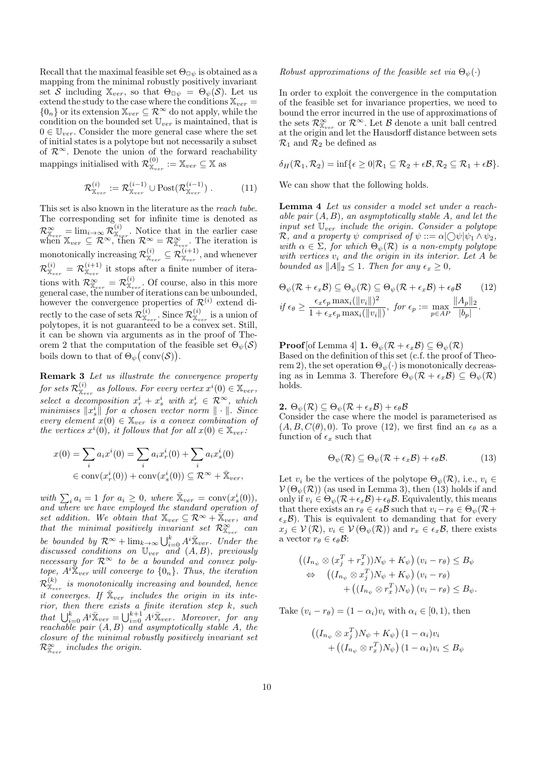Recall that the maximal feasible set $\Theta_{\Box\psi}$ is obtained as a mapping from the minimal robustly positively invariant set $\mathcal{S}$ including $\mathbb{X}_{ver}$, so that $\Theta_{\Box\psi} = \Theta_\psi(\mathcal{S})$. Let us extend the study to the case where the conditions $\mathbb{X}_{ver} = \{0_n\}$ or its extension $\mathbb{X}_{ver} \subseteq \mathcal{R}^\infty$ do not apply, while the condition on the bounded set $\mathbb{U}_{ver}$ is maintained, that is $0 \in \mathbb{U}_{ver}$. Consider the more general case where the set of initial states is a polytope but not necessarily a subset of $\mathcal{R}^\infty$. Denote the union of the forward reachability mappings initialised with $\mathcal{R}^{(0)}_{\mathbb{X}_{ver}} := \mathbb{X}_{ver} \subseteq \mathbb{X}$ as

$$\mathcal{R}^{(i)}_{\mathbb{X}_{ver}} := \mathcal{R}^{(i-1)}_{\mathbb{X}_{ver}} \cup \mathrm{Post}(\mathcal{R}^{(i-1)}_{\mathbb{X}_{ver}}) \ . \tag{11}$$

This set is also known in the literature as the *reach tube*. The corresponding set for infinite time is denoted as $\mathcal{R}^\infty_{\mathbb{X}_{ver}} = \lim_{i\to\infty} \mathcal{R}^{(i)}_{\mathbb{X}_{ver}}$. Notice that in the earlier case when $\mathbb{X}_{ver} \subseteq \mathcal{R}^\infty$, then $\mathcal{R}^\infty = \mathcal{R}^\infty_{\mathbb{X}_{ver}}$. The iteration is monotonically increasing $\mathcal{R}^{(i)}_{\mathbb{X}_{ver}} \subseteq \mathcal{R}^{(i+1)}_{\mathbb{X}_{ver}}$, and whenever $\mathcal{R}^{(i)}_{\mathbb{X}_{ver}} = \mathcal{R}^{(i+1)}_{\mathbb{X}_{ver}}$ it stops after a finite number of iterations with $\mathcal{R}^\infty_{\mathbb{X}_{ver}} = \mathcal{R}^{(i)}_{\mathbb{X}_{ver}}$. Of course, also in this more general case, the number of iterations can be unbounded, however the convergence properties of $\mathcal{R}^{(i)}$ extend directly to the case of sets $\mathcal{R}^{(i)}_{\mathbb{X}_{ver}}$. Since $\mathcal{R}^{(i)}_{\mathbb{X}_{ver}}$ is a union of polytopes, it is not guaranteed to be a convex set. Still, it can be shown via arguments as in the proof of Theorem 2 that the computation of the feasible set $\Theta_\psi(\mathcal{S})$ boils down to that of $\Theta_\psi\big(\mathrm{conv}(\mathcal{S})\big)$.

**Remark 3** *Let us illustrate the convergence property for sets $\mathcal{R}^{(i)}_{\mathbb{X}_{ver}}$ as follows. For every vertex $x^i(0) \in \mathbb{X}_{ver}$, select a decomposition $x^i_r + x^i_s$ with $x^i_r \in \mathcal{R}^\infty$, which minimises $\|x^i_s\|$ for a chosen vector norm $\|\cdot\|$. Since every element $x(0) \in \mathbb{X}_{ver}$ is a convex combination of the vertices $x^i(0)$, it follows that for all $x(0) \in \mathbb{X}_{ver}$:*

$$\begin{aligned} x(0) &= \sum_i a_i x^i(0) = \sum_i a_i x^i_r(0) + \sum_i a_i x^i_s(0) \\ &\in \mathrm{conv}(x^i_r(0)) + \mathrm{conv}(x^i_s(0)) \subseteq \mathcal{R}^\infty + \bar{\mathbb{X}}_{ver}, \end{aligned}$$

*with $\sum_i a_i = 1$ for $a_i \geq 0$, where $\bar{\mathbb{X}}_{ver} = \mathrm{conv}(x^i_s(0))$, and where we have employed the standard operation of set addition. We obtain that $\mathbb{X}_{ver} \subseteq \mathcal{R}^\infty + \bar{\mathbb{X}}_{ver}$, and that the minimal positively invariant set $\mathcal{R}^\infty_{\mathbb{X}_{ver}}$ can be bounded by $\mathcal{R}^\infty + \lim_{k\to\infty} \bigcup_{i=0}^k A^i \bar{\mathbb{X}}_{ver}$. Under the discussed conditions on $\mathbb{U}_{ver}$ and $(A, B)$, previously necessary for $\mathcal{R}^\infty$ to be a bounded and convex polytope, $A^i \bar{\mathbb{X}}_{ver}$ will converge to $\{0_n\}$. Thus, the iteration $\mathcal{R}^{(k)}_{\mathbb{X}_{ver}}$ is monotonically increasing and bounded, hence it converges. If $\bar{\mathbb{X}}_{ver}$ includes the origin in its interior, then there exists a finite iteration step $k$, such that $\bigcup_{i=0}^k A^i \bar{\mathbb{X}}_{ver} = \bigcup_{i=0}^{k+1} A^i \bar{\mathbb{X}}_{ver}$. Moreover, for any reachable pair $(A, B)$ and asymptotically stable $A$, the closure of the minimal robustly positively invariant set $\mathcal{R}^\infty_{\mathbb{X}_{ver}}$ includes the origin.*

*Robust approximations of the feasible set via $\Theta_\psi(\cdot)$*

In order to exploit the convergence in the computation of the feasible set for invariance properties, we need to bound the error incurred in the use of approximations of the sets $\mathcal{R}^\infty_{\mathbb{X}_{ver}}$ or $\mathcal{R}^\infty$. Let $\mathcal{B}$ denote a unit ball centred at the origin and let the Hausdorff distance between sets $\mathcal{R}_1$ and $\mathcal{R}_2$ be defined as

$$\delta_H(\mathcal{R}_1, \mathcal{R}_2) = \inf\{\epsilon \geq 0 | \mathcal{R}_1 \subseteq \mathcal{R}_2 + \epsilon\mathcal{B}, \mathcal{R}_2 \subseteq \mathcal{R}_1 + \epsilon\mathcal{B}\}.$$

We can show that the following holds.

**Lemma 4** *Let us consider a model set under a reachable pair $(A, B)$, an asymptotically stable $A$, and let the input set $\mathbb{U}_{ver}$ include the origin. Consider a polytope $\mathcal{R}$, and a property $\psi$ comprised of $\psi ::= \alpha | \bigcirc\psi | \psi_1 \wedge \psi_2$, with $\alpha \in \Sigma$, for which $\Theta_\psi(\mathcal{R})$ is a non-empty polytope with vertices $v_i$ and the origin in its interior. Let $A$ be bounded as $\|A\|_2 \leq 1$. Then for any $\epsilon_x \geq 0$,*

$$\Theta_\psi(\mathcal{R} + \epsilon_x\mathcal{B}) \subseteq \Theta_\psi(\mathcal{R}) \subseteq \Theta_\psi(\mathcal{R} + \epsilon_x\mathcal{B}) + \epsilon_\theta\mathcal{B} \tag{12}$$

$$\text{if } \epsilon_\theta \geq \frac{\epsilon_x \epsilon_p \max_i(\|v_i\|)^2}{1 + \epsilon_x \epsilon_p \max_i(\|v_i\|)}, \text{ for } \epsilon_p := \max_{p\in AP} \frac{\|A_p\|_2}{|b_p|}.$$

**Proof**[of Lemma 4] **1.** $\Theta_\psi(\mathcal{R} + \epsilon_x\mathcal{B}) \subseteq \Theta_\psi(\mathcal{R})$
Based on the definition of this set (c.f. the proof of Theorem 2), the set operation $\Theta_\psi(\cdot)$ is monotonically decreasing as in Lemma 3. Therefore $\Theta_\psi(\mathcal{R} + \epsilon_x\mathcal{B}) \subseteq \Theta_\psi(\mathcal{R})$ holds.

**2.** $\Theta_\psi(\mathcal{R}) \subseteq \Theta_\psi(\mathcal{R} + \epsilon_x\mathcal{B}) + \epsilon_\theta\mathcal{B}$
Consider the case where the model is parameterised as $(A, B, C(\theta), 0)$. To prove (12), we first find an $\epsilon_\theta$ as a function of $\epsilon_x$ such that

$$\Theta_\psi(\mathcal{R}) \subseteq \Theta_\psi(\mathcal{R} + \epsilon_x\mathcal{B}) + \epsilon_\theta\mathcal{B}. \tag{13}$$

Let $v_i$ be the vertices of the polytope $\Theta_\psi(\mathcal{R})$, i.e., $v_i \in \mathcal{V}(\Theta_\psi(\mathcal{R}))$ (as used in Lemma 3), then (13) holds if and only if $v_i \in \Theta_\psi(\mathcal{R} + \epsilon_x\mathcal{B}) + \epsilon_\theta\mathcal{B}$. Equivalently, this means that there exists an $r_\theta \in \epsilon_\theta\mathcal{B}$ such that $v_i - r_\theta \in \Theta_\psi(\mathcal{R} + \epsilon_x\mathcal{B})$. This is equivalent to demanding that for every $x_j \in \mathcal{V}(\mathcal{R})$, $v_i \in \mathcal{V}(\Theta_\psi(\mathcal{R}))$ and $r_x \in \epsilon_x\mathcal{B}$, there exists a vector $r_\theta \in \epsilon_\theta\mathcal{B}$:

$$\begin{aligned} &\big((I_{n_\psi} \otimes (x_j^T + r_x^T))N_\psi + K_\psi\big)(v_i - r_\theta) \leq B_\psi \\ \Leftrightarrow \quad &\big((I_{n_\psi} \otimes x_j^T)N_\psi + K_\psi\big)(v_i - r_\theta) \\ &\quad + \big((I_{n_\psi} \otimes r_x^T)N_\psi\big)(v_i - r_\theta) \leq B_\psi. \end{aligned}$$

Take $(v_i - r_\theta) = (1 - \alpha_i)v_i$ with $\alpha_i \in [0, 1)$, then

$$\begin{aligned} &\big((I_{n_\psi} \otimes x_j^T)N_\psi + K_\psi\big)(1 - \alpha_i)v_i \\ &\quad + \big((I_{n_\psi} \otimes r_x^T)N_\psi\big)(1 - \alpha_i)v_i \leq B_\psi \end{aligned}$$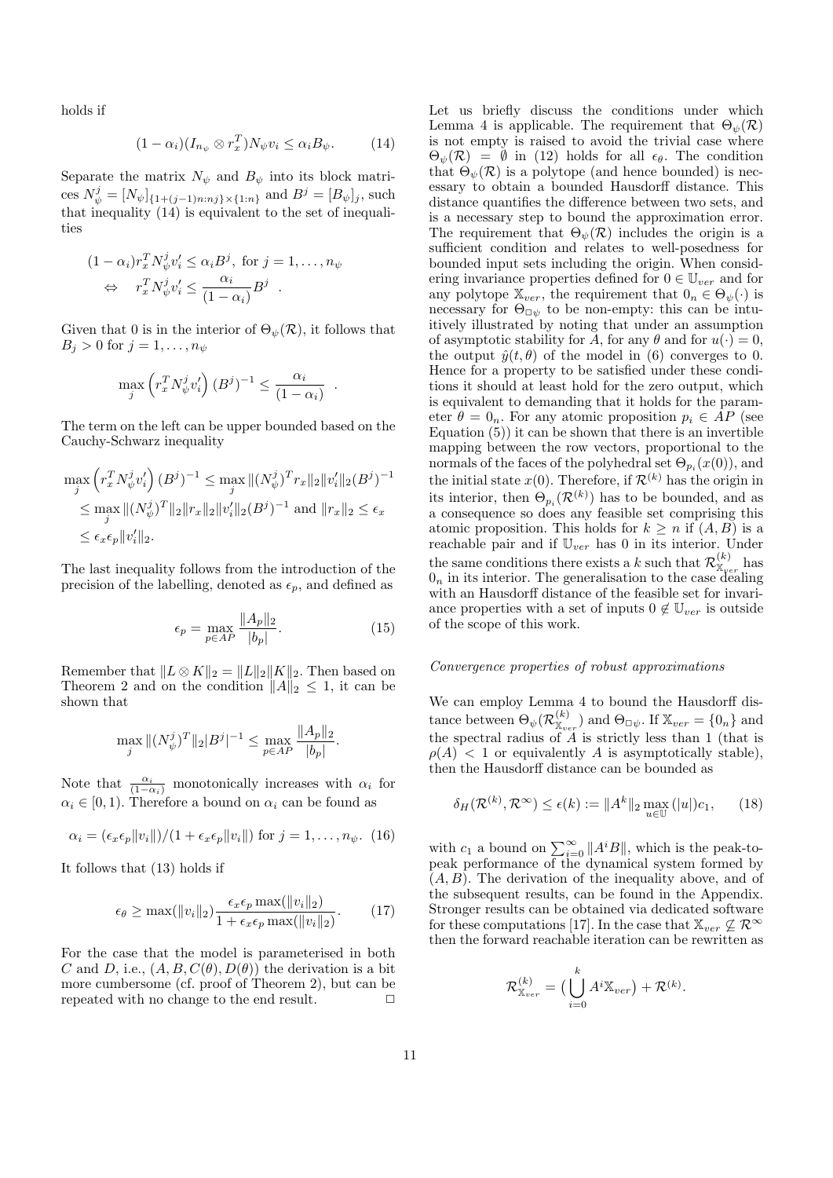holds if

$$(1-\alpha_i)(I_{n_\psi} \otimes r_x^T) N_\psi v_i \leq \alpha_i B_\psi. \tag{14}$$

Separate the matrix $N_\psi$ and $B_\psi$ into its block matrices $N_\psi^j = [N_\psi]_{\{1+(j-1)n:nj\}\times\{1:n\}}$ and $B^j = [B_\psi]_j$, such that inequality (14) is equivalent to the set of inequalities

$$\begin{aligned}
&(1-\alpha_i) r_x^T N_\psi^j v_i' \leq \alpha_i B^j, \text{ for } j = 1, \ldots, n_\psi \\
&\Leftrightarrow \quad r_x^T N_\psi^j v_i' \leq \frac{\alpha_i}{(1-\alpha_i)} B^j \quad .
\end{aligned}$$

Given that 0 is in the interior of $\Theta_\psi(\mathcal{R})$, it follows that $B_j > 0$ for $j = 1, \ldots, n_\psi$

$$\max_j \left( r_x^T N_\psi^j v_i' \right) (B^j)^{-1} \leq \frac{\alpha_i}{(1-\alpha_i)} \quad .$$

The term on the left can be upper bounded based on the Cauchy-Schwarz inequality

$$\begin{aligned}
&\max_j \left( r_x^T N_\psi^j v_i' \right) (B^j)^{-1} \leq \max_j \|(N_\psi^j)^T r_x\|_2 \|v_i'\|_2 (B^j)^{-1} \\
&\leq \max_j \|(N_\psi^j)^T\|_2 \|r_x\|_2 \|v_i'\|_2 (B^j)^{-1} \text{ and } \|r_x\|_2 \leq \epsilon_x \\
&\leq \epsilon_x \epsilon_p \|v_i'\|_2.
\end{aligned}$$

The last inequality follows from the introduction of the precision of the labelling, denoted as $\epsilon_p$, and defined as

$$\epsilon_p = \max_{p \in AP} \frac{\|A_p\|_2}{|b_p|}. \tag{15}$$

Remember that $\|L \otimes K\|_2 = \|L\|_2 \|K\|_2$. Then based on Theorem 2 and on the condition $\|A\|_2 \leq 1$, it can be shown that

$$\max_j \|(N_\psi^j)^T\|_2 |B^j|^{-1} \leq \max_{p \in AP} \frac{\|A_p\|_2}{|b_p|}.$$

Note that $\frac{\alpha_i}{(1-\alpha_i)}$ monotonically increases with $\alpha_i$ for $\alpha_i \in [0,1)$. Therefore a bound on $\alpha_i$ can be found as

$$\alpha_i = (\epsilon_x \epsilon_p \|v_i\|)/(1 + \epsilon_x \epsilon_p \|v_i\|) \text{ for } j = 1, \ldots, n_\psi. \tag{16}$$

It follows that (13) holds if

$$\epsilon_\theta \geq \max(\|v_i\|_2) \frac{\epsilon_x \epsilon_p \max(\|v_i\|_2)}{1 + \epsilon_x \epsilon_p \max(\|v_i\|_2)}. \tag{17}$$

For the case that the model is parameterised in both $C$ and $D$, i.e., $(A, B, C(\theta), D(\theta))$ the derivation is a bit more cumbersome (cf. proof of Theorem 2), but can be repeated with no change to the end result. □

Let us briefly discuss the conditions under which Lemma 4 is applicable. The requirement that $\Theta_\psi(\mathcal{R})$ is not empty is raised to avoid the trivial case where $\Theta_\psi(\mathcal{R}) = \emptyset$ in (12) holds for all $\epsilon_\theta$. The condition that $\Theta_\psi(\mathcal{R})$ is a polytope (and hence bounded) is necessary to obtain a bounded Hausdorff distance. This distance quantifies the difference between two sets, and is a necessary step to bound the approximation error. The requirement that $\Theta_\psi(\mathcal{R})$ includes the origin is a sufficient condition and relates to well-posedness for bounded input sets including the origin. When considering invariance properties defined for $0 \in \mathbb{U}_{ver}$ and for any polytope $\mathbb{X}_{ver}$, the requirement that $0_n \in \Theta_\psi(\cdot)$ is necessary for $\Theta_{\Box\psi}$ to be non-empty: this can be intuitively illustrated by noting that under an assumption of asymptotic stability for $A$, for any $\theta$ and for $u(\cdot) = 0$, the output $\hat{y}(t, \theta)$ of the model in (6) converges to 0. Hence for a property to be satisfied under these conditions it should at least hold for the zero output, which is equivalent to demanding that it holds for the parameter $\theta = 0_n$. For any atomic proposition $p_i \in AP$ (see Equation (5)) it can be shown that there is an invertible mapping between the row vectors, proportional to the normals of the faces of the polyhedral set $\Theta_{p_i}(x(0))$, and the initial state $x(0)$. Therefore, if $\mathcal{R}^{(k)}$ has the origin in its interior, then $\Theta_{p_i}(\mathcal{R}^{(k)})$ has to be bounded, and as a consequence so does any feasible set comprising this atomic proposition. This holds for $k \geq n$ if $(A, B)$ is a reachable pair and if $\mathbb{U}_{ver}$ has 0 in its interior. Under the same conditions there exists a $k$ such that $\mathcal{R}^{(k)}_{\mathbb{X}_{ver}}$ has $0_n$ in its interior. The generalisation to the case dealing with an Hausdorff distance of the feasible set for invariance properties with a set of inputs $0 \notin \mathbb{U}_{ver}$ is outside of the scope of this work.

*Convergence properties of robust approximations*

We can employ Lemma 4 to bound the Hausdorff distance between $\Theta_\psi(\mathcal{R}^{(k)}_{\mathbb{X}_{ver}})$ and $\Theta_{\Box\psi}$. If $\mathbb{X}_{ver} = \{0_n\}$ and the spectral radius of $A$ is strictly less than 1 (that is $\rho(A) < 1$ or equivalently $A$ is asymptotically stable), then the Hausdorff distance can be bounded as

$$\delta_H(\mathcal{R}^{(k)}, \mathcal{R}^\infty) \leq \epsilon(k) := \|A^k\|_2 \max_{u \in \mathbb{U}} (|u|) c_1, \tag{18}$$

with $c_1$ a bound on $\sum_{i=0}^\infty \|A^i B\|$, which is the peak-to-peak performance of the dynamical system formed by $(A, B)$. The derivation of the inequality above, and of the subsequent results, can be found in the Appendix. Stronger results can be obtained via dedicated software for these computations [17]. In the case that $\mathbb{X}_{ver} \not\subseteq \mathcal{R}^\infty$ then the forward reachable iteration can be rewritten as

$$\mathcal{R}^{(k)}_{\mathbb{X}_{ver}} = \big( \bigcup_{i=0}^{k} A^i \mathbb{X}_{ver} \big) + \mathcal{R}^{(k)}.$$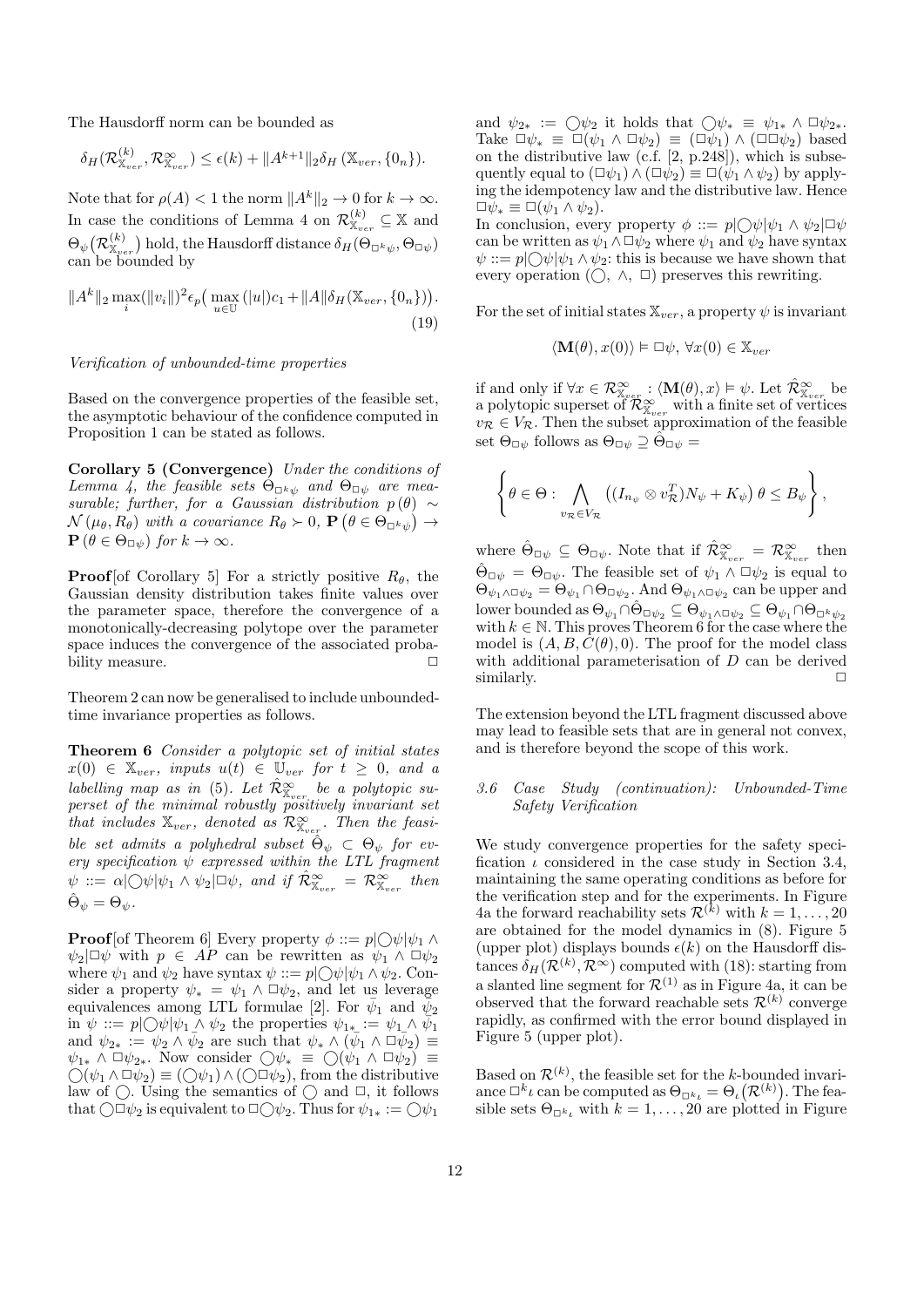The Hausdorff norm can be bounded as

$$\delta_H(\mathcal{R}^{(k)}_{\mathbb{X}_{ver}}, \mathcal{R}^{\infty}_{\mathbb{X}_{ver}}) \le \epsilon(k) + \|A^{k+1}\|_2 \delta_H(\mathbb{X}_{ver}, \{0_n\}).$$

Note that for $\rho(A) < 1$ the norm $\|A^k\|_2 \to 0$ for $k \to \infty$. In case the conditions of Lemma 4 on $\mathcal{R}^{(k)}_{\mathbb{X}_{ver}} \subseteq \mathbb{X}$ and $\Theta_\psi(\mathcal{R}^{(k)}_{\mathbb{X}_{ver}})$ hold, the Hausdorff distance $\delta_H(\Theta_{\Box^k\psi}, \Theta_{\Box\psi})$ can be bounded by

$$\|A^k\|_2 \max_i(\|v_i\|)^2 \epsilon_p\big(\max_{u\in\mathbb{U}}(|u|)c_1 + \|A\|\delta_H(\mathbb{X}_{ver}, \{0_n\})\big). \tag{19}$$

*Verification of unbounded-time properties*

Based on the convergence properties of the feasible set, the asymptotic behaviour of the confidence computed in Proposition 1 can be stated as follows.

**Corollary 5 (Convergence)** *Under the conditions of Lemma 4, the feasible sets $\Theta_{\Box^k\psi}$ and $\Theta_{\Box\psi}$ are measurable; further, for a Gaussian distribution $p(\theta) \sim \mathcal{N}(\mu_\theta, R_\theta)$ with a covariance $R_\theta \succ 0$, $\mathbf{P}(\theta \in \Theta_{\Box^k\psi}) \to \mathbf{P}(\theta \in \Theta_{\Box\psi})$ for $k \to \infty$.*

**Proof**[of Corollary 5] For a strictly positive $R_\theta$, the Gaussian density distribution takes finite values over the parameter space, therefore the convergence of a monotonically-decreasing polytope over the parameter space induces the convergence of the associated probability measure. □

Theorem 2 can now be generalised to include unbounded-time invariance properties as follows.

**Theorem 6** *Consider a polytopic set of initial states $x(0) \in \mathbb{X}_{ver}$, inputs $u(t) \in \mathbb{U}_{ver}$ for $t \ge 0$, and a labelling map as in (5). Let $\hat{\mathcal{R}}^{\infty}_{\mathbb{X}_{ver}}$ be a polytopic superset of the minimal robustly positively invariant set that includes $\mathbb{X}_{ver}$, denoted as $\mathcal{R}^{\infty}_{\mathbb{X}_{ver}}$. Then the feasible set admits a polyhedral subset $\hat{\Theta}_\psi \subset \Theta_\psi$ for every specification $\psi$ expressed within the LTL fragment $\psi ::= \alpha|\bigcirc\psi|\psi_1 \wedge \psi_2|\Box\psi$, and if $\hat{\mathcal{R}}^{\infty}_{\mathbb{X}_{ver}} = \mathcal{R}^{\infty}_{\mathbb{X}_{ver}}$ then $\hat{\Theta}_\psi = \Theta_\psi$.*

**Proof**[of Theorem 6] Every property $\phi ::= p|\bigcirc\psi|\psi_1 \wedge \psi_2|\Box\psi$ with $p \in AP$ can be rewritten as $\psi_1 \wedge \Box\psi_2$ where $\psi_1$ and $\psi_2$ have syntax $\psi ::= p|\bigcirc\psi|\psi_1 \wedge \psi_2$. Consider a property $\psi_* = \psi_1 \wedge \Box\psi_2$, and let us leverage equivalences among LTL formulae [2]. For $\bar{\psi}_1$ and $\bar{\psi}_2$ in $\psi ::= p|\bigcirc\psi|\psi_1 \wedge \psi_2$ the properties $\psi_{1*} := \psi_1 \wedge \bar{\psi}_1$ and $\psi_{2*} := \psi_2 \wedge \bar{\psi}_2$ are such that $\psi_* \wedge (\bar{\psi}_1 \wedge \Box\bar{\psi}_2) \equiv \psi_{1*} \wedge \Box\psi_{2*}$. Now consider $\bigcirc\psi_* \equiv \bigcirc(\psi_1 \wedge \Box\psi_2) \equiv \bigcirc(\psi_1 \wedge \Box\psi_2) \equiv (\bigcirc\psi_1) \wedge (\bigcirc\Box\psi_2)$, from the distributive law of $\bigcirc$. Using the semantics of $\bigcirc$ and $\Box$, it follows that $\bigcirc\Box\psi_2$ is equivalent to $\Box\bigcirc\psi_2$. Thus for $\psi_{1*} := \bigcirc\psi_1$ and $\psi_{2*} := \bigcirc\psi_2$ it holds that $\bigcirc\psi_* \equiv \psi_{1*} \wedge \Box\psi_{2*}$. Take $\Box\psi_* \equiv \Box(\psi_1 \wedge \Box\psi_2) \equiv (\Box\psi_1) \wedge (\Box\Box\psi_2)$ based on the distributive law (c.f. [2, p.248]), which is subsequently equal to $(\Box\psi_1) \wedge (\Box\psi_2) \equiv \Box(\psi_1 \wedge \psi_2)$ by applying the idempotency law and the distributive law. Hence $\Box\psi_* \equiv \Box(\psi_1 \wedge \psi_2)$.
In conclusion, every property $\phi ::= p|\bigcirc\psi|\psi_1 \wedge \psi_2|\Box\psi$ can be written as $\psi_1 \wedge \Box\psi_2$ where $\psi_1$ and $\psi_2$ have syntax $\psi ::= p|\bigcirc\psi|\psi_1 \wedge \psi_2$: this is because we have shown that every operation ($\bigcirc$, $\wedge$, $\Box$) preserves this rewriting.

For the set of initial states $\mathbb{X}_{ver}$, a property $\psi$ is invariant

$$\langle \mathbf{M}(\theta), x(0)\rangle \vDash \Box\psi, \ \forall x(0) \in \mathbb{X}_{ver}$$

if and only if $\forall x \in \mathcal{R}^{\infty}_{\mathbb{X}_{ver}} : \langle \mathbf{M}(\theta), x\rangle \vDash \psi$. Let $\hat{\mathcal{R}}^{\infty}_{\mathbb{X}_{ver}}$ be a polytopic superset of $\mathcal{R}^{\infty}_{\mathbb{X}_{ver}}$ with a finite set of vertices $v_{\mathcal{R}} \in V_{\mathcal{R}}$. Then the subset approximation of the feasible set $\Theta_{\Box\psi}$ follows as $\Theta_{\Box\psi} \supseteq \hat{\Theta}_{\Box\psi} =$

$$\left\{\theta \in \Theta : \bigwedge_{v_{\mathcal{R}} \in V_{\mathcal{R}}} \left((I_{n_\psi} \otimes v_{\mathcal{R}}^T)N_\psi + K_\psi\right)\theta \le B_\psi\right\},$$

where $\hat{\Theta}_{\Box\psi} \subseteq \Theta_{\Box\psi}$. Note that if $\hat{\mathcal{R}}^{\infty}_{\mathbb{X}_{ver}} = \mathcal{R}^{\infty}_{\mathbb{X}_{ver}}$ then $\hat{\Theta}_{\Box\psi} = \Theta_{\Box\psi}$. The feasible set of $\psi_1 \wedge \Box\psi_2$ is equal to $\Theta_{\psi_1 \wedge \Box\psi_2} = \Theta_{\psi_1} \cap \Theta_{\Box\psi_2}$. And $\Theta_{\psi_1 \wedge \Box\psi_2}$ can be upper and lower bounded as $\Theta_{\psi_1} \cap \hat{\Theta}_{\Box\psi_2} \subseteq \Theta_{\psi_1 \wedge \Box\psi_2} \subseteq \Theta_{\psi_1} \cap \Theta_{\Box^k\psi_2}$ with $k \in \mathbb{N}$. This proves Theorem 6 for the case where the model is $(A, B, C(\theta), 0)$. The proof for the model class with additional parameterisation of $D$ can be derived similarly. □

The extension beyond the LTL fragment discussed above may lead to feasible sets that are in general not convex, and is therefore beyond the scope of this work.

### 3.6 Case Study (continuation): Unbounded-Time Safety Verification

We study convergence properties for the safety specification $\iota$ considered in the case study in Section 3.4, maintaining the same operating conditions as before for the verification step and for the experiments. In Figure 4a the forward reachability sets $\mathcal{R}^{(k)}$ with $k = 1, \ldots, 20$ are obtained for the model dynamics in (8). Figure 5 (upper plot) displays bounds $\epsilon(k)$ on the Hausdorff distances $\delta_H(\mathcal{R}^{(k)}, \mathcal{R}^{\infty})$ computed with (18): starting from a slanted line segment for $\mathcal{R}^{(1)}$ as in Figure 4a, it can be observed that the forward reachable sets $\mathcal{R}^{(k)}$ converge rapidly, as confirmed with the error bound displayed in Figure 5 (upper plot).

Based on $\mathcal{R}^{(k)}$, the feasible set for the $k$-bounded invariance $\Box^k\iota$ can be computed as $\Theta_{\Box^k\iota} = \Theta_\iota(\mathcal{R}^{(k)})$. The feasible sets $\Theta_{\Box^k\iota}$ with $k = 1, \ldots, 20$ are plotted in Figure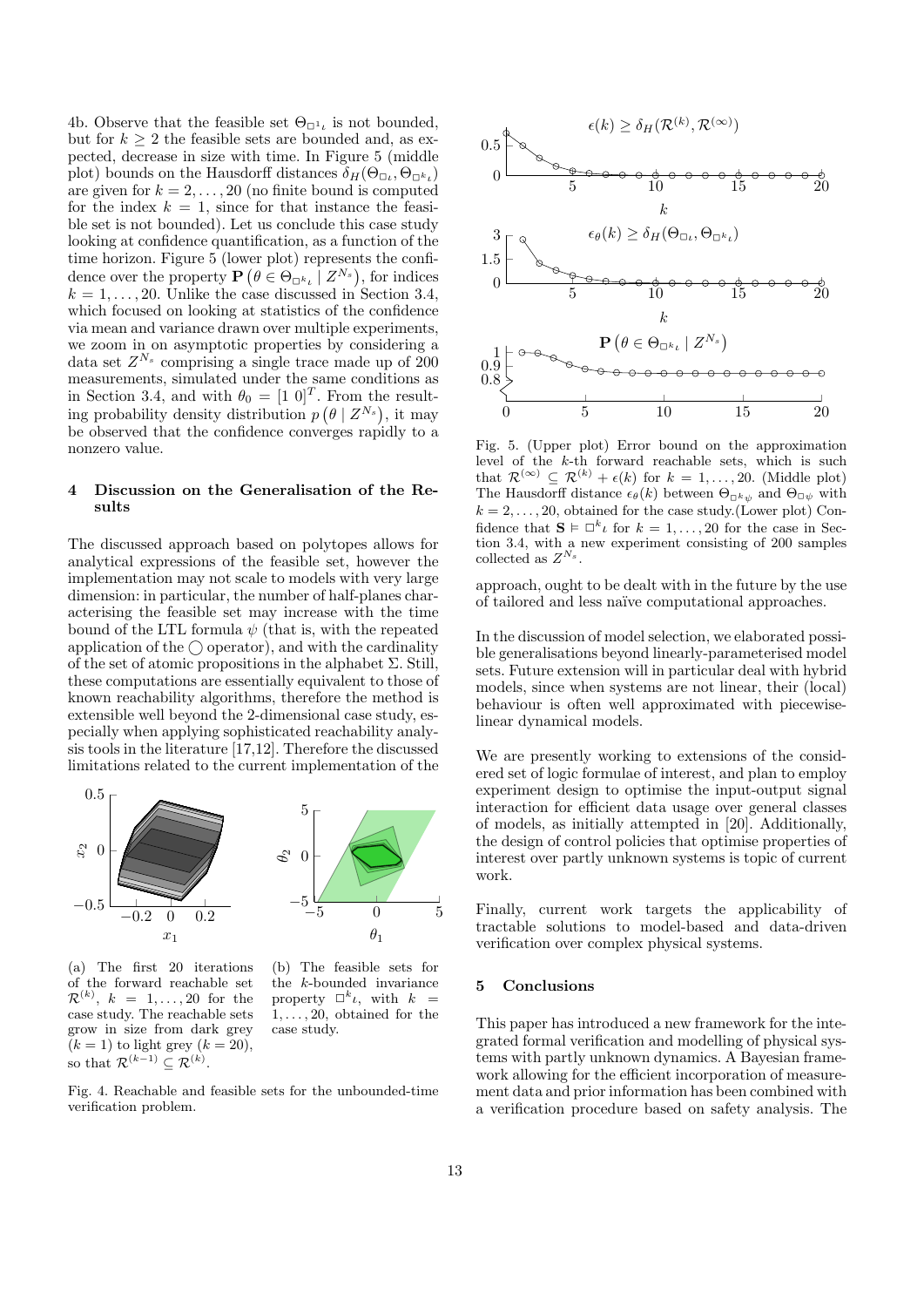4b. Observe that the feasible set $\Theta_{\Box^1\iota}$ is not bounded, but for $k \geq 2$ the feasible sets are bounded and, as expected, decrease in size with time. In Figure 5 (middle plot) bounds on the Hausdorff distances $\delta_H(\Theta_{\Box\iota}, \Theta_{\Box^k\iota})$ are given for $k = 2, \ldots, 20$ (no finite bound is computed for the index $k = 1$, since for that instance the feasible set is not bounded). Let us conclude this case study looking at confidence quantification, as a function of the time horizon. Figure 5 (lower plot) represents the confidence over the property $\mathbf{P}\left(\theta \in \Theta_{\Box^k\iota} \mid Z^{N_s}\right)$, for indices $k = 1, \ldots, 20$. Unlike the case discussed in Section 3.4, which focused on looking at statistics of the confidence via mean and variance drawn over multiple experiments, we zoom in on asymptotic properties by considering a data set $Z^{N_s}$ comprising a single trace made up of 200 measurements, simulated under the same conditions as in Section 3.4, and with $\theta_0 = [1\ 0]^T$. From the resulting probability density distribution $p\left(\theta \mid Z^{N_s}\right)$, it may be observed that the confidence converges rapidly to a nonzero value.

(a) The first 20 iterations of the forward reachable set $\mathcal{R}^{(k)}$, $k = 1, \ldots, 20$ for the case study. The reachable sets grow in size from dark grey ($k = 1$) to light grey ($k = 20$), so that $\mathcal{R}^{(k-1)} \subseteq \mathcal{R}^{(k)}$.

(b) The feasible sets for the $k$-bounded invariance property $\Box^k\iota$, with $k = 1, \ldots, 20$, obtained for the case study.

Fig. 4. Reachable and feasible sets for the unbounded-time verification problem.

Fig. 5. (Upper plot) Error bound on the approximation level of the $k$-th forward reachable sets, which is such that $\mathcal{R}^{(\infty)} \subseteq \mathcal{R}^{(k)} + \epsilon(k)$ for $k = 1, \ldots, 20$. (Middle plot) The Hausdorff distance $\epsilon_\theta(k)$ between $\Theta_{\Box^k\psi}$ and $\Theta_{\Box\psi}$ with $k = 2, \ldots, 20$, obtained for the case study. (Lower plot) Confidence that $\mathbf{S} \vDash \Box^k\iota$ for $k = 1, \ldots, 20$ for the case in Section 3.4, with a new experiment consisting of 200 samples collected as $Z^{N_s}$.

## 4 Discussion on the Generalisation of the Results

The discussed approach based on polytopes allows for analytical expressions of the feasible set, however the implementation may not scale to models with very large dimension: in particular, the number of half-planes characterising the feasible set may increase with the time bound of the LTL formula $\psi$ (that is, with the repeated application of the $\bigcirc$ operator), and with the cardinality of the set of atomic propositions in the alphabet $\Sigma$. Still, these computations are essentially equivalent to those of known reachability algorithms, therefore the method is extensible well beyond the 2-dimensional case study, especially when applying sophisticated reachability analysis tools in the literature [17,12]. Therefore the discussed limitations related to the current implementation of the approach, ought to be dealt with in the future by the use of tailored and less naïve computational approaches.

In the discussion of model selection, we elaborated possible generalisations beyond linearly-parameterised model sets. Future extension will in particular deal with hybrid models, since when systems are not linear, their (local) behaviour is often well approximated with piecewise-linear dynamical models.

We are presently working to extensions of the considered set of logic formulae of interest, and plan to employ experiment design to optimise the input-output signal interaction for efficient data usage over general classes of models, as initially attempted in [20]. Additionally, the design of control policies that optimise properties of interest over partly unknown systems is topic of current work.

Finally, current work targets the applicability of tractable solutions to model-based and data-driven verification over complex physical systems.

## 5 Conclusions

This paper has introduced a new framework for the integrated formal verification and modelling of physical systems with partly unknown dynamics. A Bayesian framework allowing for the efficient incorporation of measurement data and prior information has been combined with a verification procedure based on safety analysis. The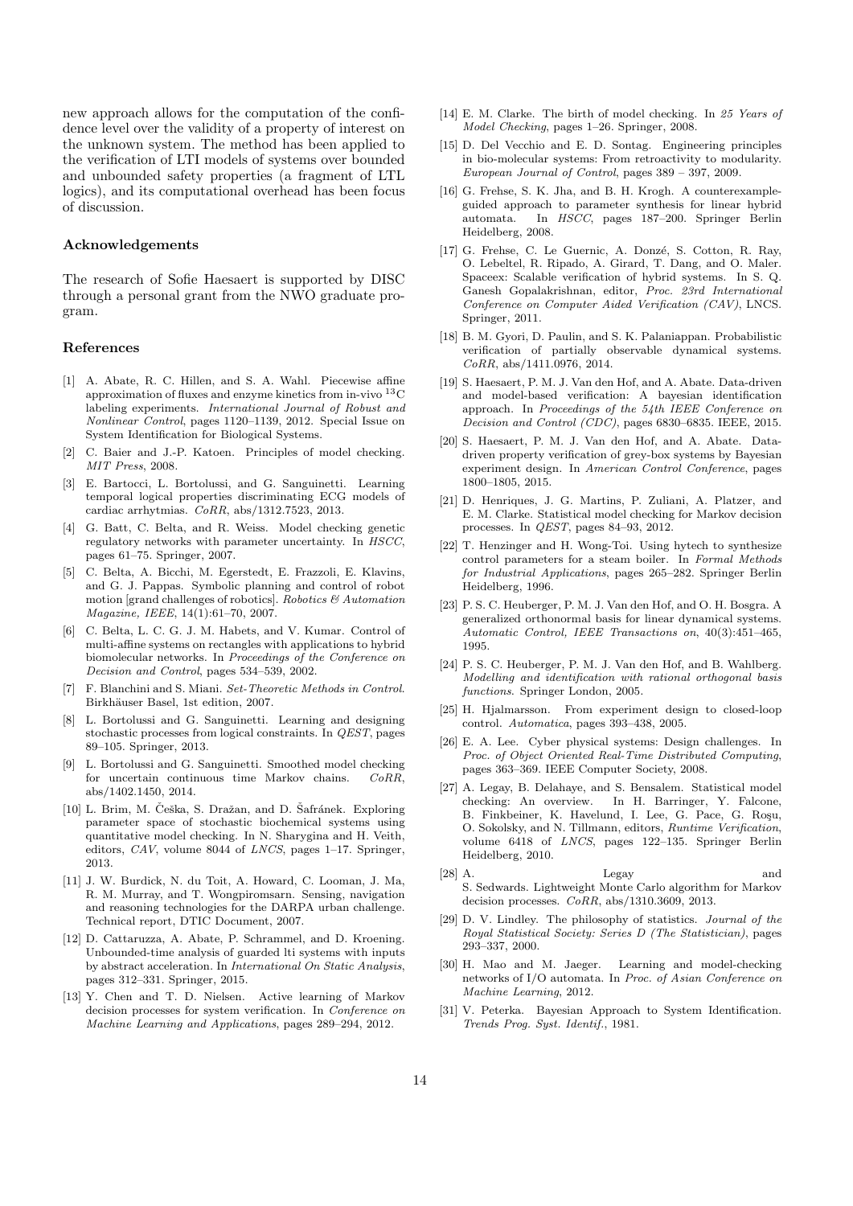new approach allows for the computation of the confidence level over the validity of a property of interest on the unknown system. The method has been applied to the verification of LTI models of systems over bounded and unbounded safety properties (a fragment of LTL logics), and its computational overhead has been focus of discussion.

### Acknowledgements

The research of Sofie Haesaert is supported by DISC through a personal grant from the NWO graduate program.

### References

[1] A. Abate, R. C. Hillen, and S. A. Wahl. Piecewise affine approximation of fluxes and enzyme kinetics from in-vivo $^{13}$C labeling experiments. *International Journal of Robust and Nonlinear Control*, pages 1120–1139, 2012. Special Issue on System Identification for Biological Systems.

[2] C. Baier and J.-P. Katoen. Principles of model checking. *MIT Press*, 2008.

[3] E. Bartocci, L. Bortolussi, and G. Sanguinetti. Learning temporal logical properties discriminating ECG models of cardiac arrhytmias. *CoRR*, abs/1312.7523, 2013.

[4] G. Batt, C. Belta, and R. Weiss. Model checking genetic regulatory networks with parameter uncertainty. In *HSCC*, pages 61–75. Springer, 2007.

[5] C. Belta, A. Bicchi, M. Egerstedt, E. Frazzoli, E. Klavins, and G. J. Pappas. Symbolic planning and control of robot motion [grand challenges of robotics]. *Robotics & Automation Magazine, IEEE*, 14(1):61–70, 2007.

[6] C. Belta, L. C. G. J. M. Habets, and V. Kumar. Control of multi-affine systems on rectangles with applications to hybrid biomolecular networks. In *Proceedings of the Conference on Decision and Control*, pages 534–539, 2002.

[7] F. Blanchini and S. Miani. *Set-Theoretic Methods in Control*. Birkhäuser Basel, 1st edition, 2007.

[8] L. Bortolussi and G. Sanguinetti. Learning and designing stochastic processes from logical constraints. In *QEST*, pages 89–105. Springer, 2013.

[9] L. Bortolussi and G. Sanguinetti. Smoothed model checking for uncertain continuous time Markov chains. *CoRR*, abs/1402.1450, 2014.

[10] L. Brim, M. Češka, S. Dražan, and D. Šafránek. Exploring parameter space of stochastic biochemical systems using quantitative model checking. In N. Sharygina and H. Veith, editors, *CAV*, volume 8044 of *LNCS*, pages 1–17. Springer, 2013.

[11] J. W. Burdick, N. du Toit, A. Howard, C. Looman, J. Ma, R. M. Murray, and T. Wongpiromsarn. Sensing, navigation and reasoning technologies for the DARPA urban challenge. Technical report, DTIC Document, 2007.

[12] D. Cattaruzza, A. Abate, P. Schrammel, and D. Kroening. Unbounded-time analysis of guarded lti systems with inputs by abstract acceleration. In *International On Static Analysis*, pages 312–331. Springer, 2015.

[13] Y. Chen and T. D. Nielsen. Active learning of Markov decision processes for system verification. In *Conference on Machine Learning and Applications*, pages 289–294, 2012.

[14] E. M. Clarke. The birth of model checking. In *25 Years of Model Checking*, pages 1–26. Springer, 2008.

[15] D. Del Vecchio and E. D. Sontag. Engineering principles in bio-molecular systems: From retroactivity to modularity. *European Journal of Control*, pages 389 – 397, 2009.

[16] G. Frehse, S. K. Jha, and B. H. Krogh. A counterexample-guided approach to parameter synthesis for linear hybrid automata. In *HSCC*, pages 187–200. Springer Berlin Heidelberg, 2008.

[17] G. Frehse, C. Le Guernic, A. Donzé, S. Cotton, R. Ray, O. Lebeltel, R. Ripado, A. Girard, T. Dang, and O. Maler. Spaceex: Scalable verification of hybrid systems. In S. Q. Ganesh Gopalakrishnan, editor, *Proc. 23rd International Conference on Computer Aided Verification (CAV)*, LNCS. Springer, 2011.

[18] B. M. Gyori, D. Paulin, and S. K. Palaniappan. Probabilistic verification of partially observable dynamical systems. *CoRR*, abs/1411.0976, 2014.

[19] S. Haesaert, P. M. J. Van den Hof, and A. Abate. Data-driven and model-based verification: A bayesian identification approach. In *Proceedings of the 54th IEEE Conference on Decision and Control (CDC)*, pages 6830–6835. IEEE, 2015.

[20] S. Haesaert, P. M. J. Van den Hof, and A. Abate. Data-driven property verification of grey-box systems by Bayesian experiment design. In *American Control Conference*, pages 1800–1805, 2015.

[21] D. Henriques, J. G. Martins, P. Zuliani, A. Platzer, and E. M. Clarke. Statistical model checking for Markov decision processes. In *QEST*, pages 84–93, 2012.

[22] T. Henzinger and H. Wong-Toi. Using hytech to synthesize control parameters for a steam boiler. In *Formal Methods for Industrial Applications*, pages 265–282. Springer Berlin Heidelberg, 1996.

[23] P. S. C. Heuberger, P. M. J. Van den Hof, and O. H. Bosgra. A generalized orthonormal basis for linear dynamical systems. *Automatic Control, IEEE Transactions on*, 40(3):451–465, 1995.

[24] P. S. C. Heuberger, P. M. J. Van den Hof, and B. Wahlberg. *Modelling and identification with rational orthogonal basis functions*. Springer London, 2005.

[25] H. Hjalmarsson. From experiment design to closed-loop control. *Automatica*, pages 393–438, 2005.

[26] E. A. Lee. Cyber physical systems: Design challenges. In *Proc. of Object Oriented Real-Time Distributed Computing*, pages 363–369. IEEE Computer Society, 2008.

[27] A. Legay, B. Delahaye, and S. Bensalem. Statistical model checking: An overview. In H. Barringer, Y. Falcone, B. Finkbeiner, K. Havelund, I. Lee, G. Pace, G. Roşu, O. Sokolsky, and N. Tillmann, editors, *Runtime Verification*, volume 6418 of *LNCS*, pages 122–135. Springer Berlin Heidelberg, 2010.

[28] A. Legay and S. Sedwards. Lightweight Monte Carlo algorithm for Markov decision processes. *CoRR*, abs/1310.3609, 2013.

[29] D. V. Lindley. The philosophy of statistics. *Journal of the Royal Statistical Society: Series D (The Statistician)*, pages 293–337, 2000.

[30] H. Mao and M. Jaeger. Learning and model-checking networks of I/O automata. In *Proc. of Asian Conference on Machine Learning*, 2012.

[31] V. Peterka. Bayesian Approach to System Identification. *Trends Prog. Syst. Identif.*, 1981.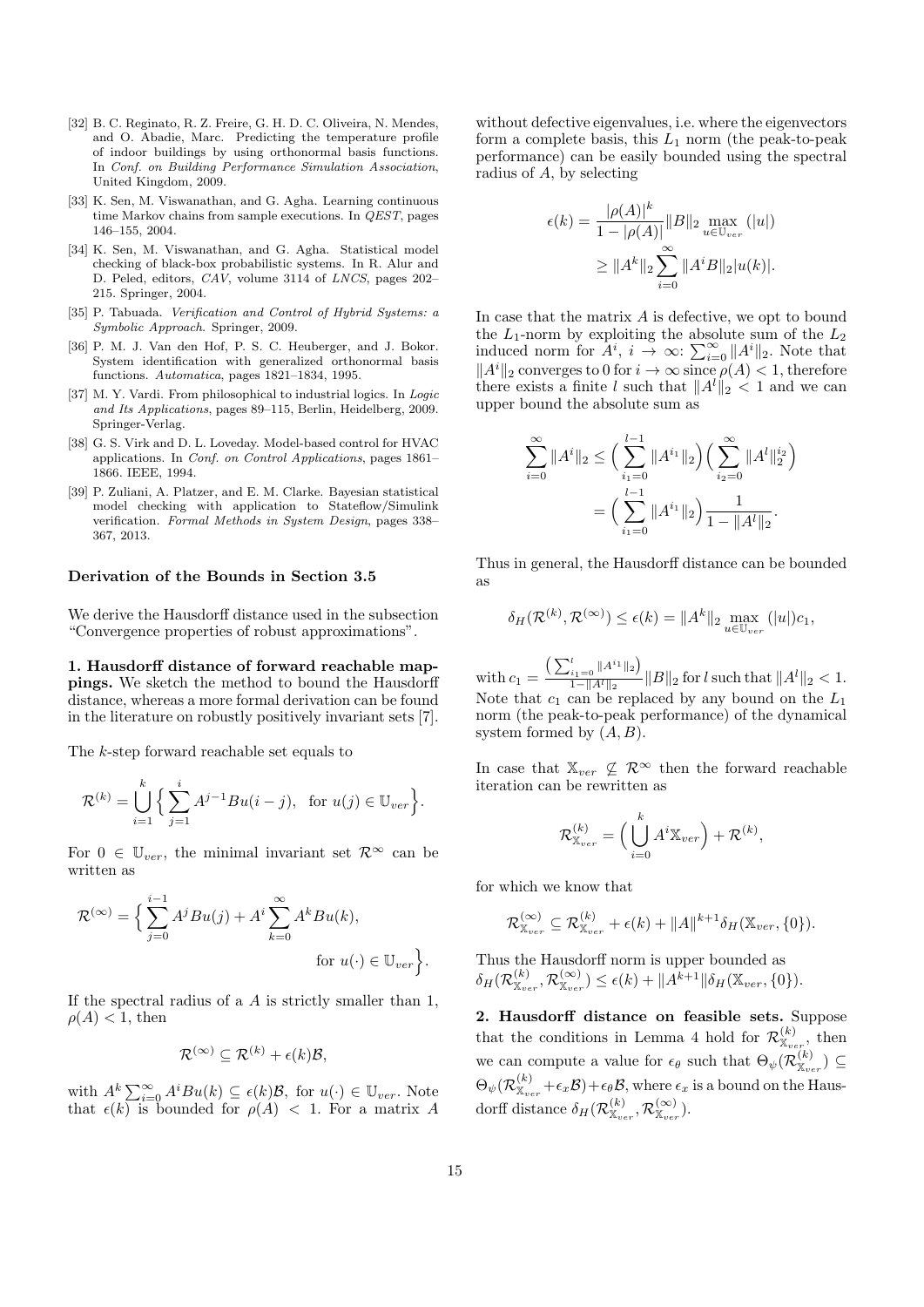[32] B. C. Reginato, R. Z. Freire, G. H. D. C. Oliveira, N. Mendes, and O. Abadie, Marc. Predicting the temperature profile of indoor buildings by using orthonormal basis functions. In *Conf. on Building Performance Simulation Association*, United Kingdom, 2009.

[33] K. Sen, M. Viswanathan, and G. Agha. Learning continuous time Markov chains from sample executions. In *QEST*, pages 146–155, 2004.

[34] K. Sen, M. Viswanathan, and G. Agha. Statistical model checking of black-box probabilistic systems. In R. Alur and D. Peled, editors, *CAV*, volume 3114 of *LNCS*, pages 202–215. Springer, 2004.

[35] P. Tabuada. *Verification and Control of Hybrid Systems: a Symbolic Approach*. Springer, 2009.

[36] P. M. J. Van den Hof, P. S. C. Heuberger, and J. Bokor. System identification with generalized orthonormal basis functions. *Automatica*, pages 1821–1834, 1995.

[37] M. Y. Vardi. From philosophical to industrial logics. In *Logic and Its Applications*, pages 89–115, Berlin, Heidelberg, 2009. Springer-Verlag.

[38] G. S. Virk and D. L. Loveday. Model-based control for HVAC applications. In *Conf. on Control Applications*, pages 1861–1866. IEEE, 1994.

[39] P. Zuliani, A. Platzer, and E. M. Clarke. Bayesian statistical model checking with application to Stateflow/Simulink verification. *Formal Methods in System Design*, pages 338–367, 2013.

### Derivation of the Bounds in Section 3.5

We derive the Hausdorff distance used in the subsection "Convergence properties of robust approximations".

**1. Hausdorff distance of forward reachable mappings.** We sketch the method to bound the Hausdorff distance, whereas a more formal derivation can be found in the literature on robustly positively invariant sets [7].

The $k$-step forward reachable set equals to

$$\mathcal{R}^{(k)} = \bigcup_{i=1}^{k} \Big\{ \sum_{j=1}^{i} A^{j-1}Bu(i-j), \quad \text{for } u(j) \in \mathbb{U}_{ver} \Big\}.$$

For $0 \in \mathbb{U}_{ver}$, the minimal invariant set $\mathcal{R}^{\infty}$ can be written as

$$\mathcal{R}^{(\infty)} = \Big\{ \sum_{j=0}^{i-1} A^{j}Bu(j) + A^{i} \sum_{k=0}^{\infty} A^{k}Bu(k), \qquad \text{for } u(\cdot) \in \mathbb{U}_{ver} \Big\}.$$

If the spectral radius of a $A$ is strictly smaller than 1, $\rho(A) < 1$, then

$$\mathcal{R}^{(\infty)} \subseteq \mathcal{R}^{(k)} + \epsilon(k)\mathcal{B},$$

with $A^k \sum_{i=0}^{\infty} A^i Bu(k) \subseteq \epsilon(k)\mathcal{B}$, for $u(\cdot) \in \mathbb{U}_{ver}$. Note that $\epsilon(k)$ is bounded for $\rho(A) < 1$. For a matrix $A$ without defective eigenvalues, i.e. where the eigenvectors form a complete basis, this $L_1$ norm (the peak-to-peak performance) can be easily bounded using the spectral radius of $A$, by selecting

$$\begin{aligned}\epsilon(k) &= \frac{|\rho(A)|^k}{1-|\rho(A)|}\|B\|_2 \max_{u \in \mathbb{U}_{ver}} (|u|) \\ &\geq \|A^k\|_2 \sum_{i=0}^{\infty} \|A^i B\|_2 |u(k)|.\end{aligned}$$

In case that the matrix $A$ is defective, we opt to bound the $L_1$-norm by exploiting the absolute sum of the $L_2$ induced norm for $A^i$, $i \to \infty$: $\sum_{i=0}^{\infty} \|A^i\|_2$. Note that $\|A^i\|_2$ converges to 0 for $i \to \infty$ since $\rho(A) < 1$, therefore there exists a finite $l$ such that $\|A^l\|_2 < 1$ and we can upper bound the absolute sum as

$$\begin{aligned}\sum_{i=0}^{\infty} \|A^i\|_2 &\leq \Big( \sum_{i_1=0}^{l-1} \|A^{i_1}\|_2 \Big) \Big( \sum_{i_2=0}^{\infty} \|A^l\|_2^{i_2} \Big) \\ &= \Big( \sum_{i_1=0}^{l-1} \|A^{i_1}\|_2 \Big) \frac{1}{1-\|A^l\|_2}.\end{aligned}$$

Thus in general, the Hausdorff distance can be bounded as

$$\delta_H(\mathcal{R}^{(k)}, \mathcal{R}^{(\infty)}) \leq \epsilon(k) = \|A^k\|_2 \max_{u \in \mathbb{U}_{ver}} (|u|) c_1,$$

with $c_1 = \frac{\left(\sum_{i_1=0}^{l} \|A^{i_1}\|_2\right)}{1-\|A^l\|_2}\|B\|_2$ for $l$ such that $\|A^l\|_2 < 1$. Note that $c_1$ can be replaced by any bound on the $L_1$ norm (the peak-to-peak performance) of the dynamical system formed by $(A, B)$.

In case that $\mathbb{X}_{ver} \not\subseteq \mathcal{R}^{\infty}$ then the forward reachable iteration can be rewritten as

$$\mathcal{R}^{(k)}_{\mathbb{X}_{ver}} = \Big( \bigcup_{i=0}^{k} A^i \mathbb{X}_{ver} \Big) + \mathcal{R}^{(k)},$$

for which we know that

$$\mathcal{R}^{(\infty)}_{\mathbb{X}_{ver}} \subseteq \mathcal{R}^{(k)}_{\mathbb{X}_{ver}} + \epsilon(k) + \|A\|^{k+1} \delta_H(\mathbb{X}_{ver}, \{0\}).$$

Thus the Hausdorff norm is upper bounded as $\delta_H(\mathcal{R}^{(k)}_{\mathbb{X}_{ver}}, \mathcal{R}^{(\infty)}_{\mathbb{X}_{ver}}) \leq \epsilon(k) + \|A^{k+1}\| \delta_H(\mathbb{X}_{ver}, \{0\})$.

**2. Hausdorff distance on feasible sets.** Suppose that the conditions in Lemma 4 hold for $\mathcal{R}^{(k)}_{\mathbb{X}_{ver}}$, then we can compute a value for $\epsilon_\theta$ such that $\Theta_\psi(\mathcal{R}^{(k)}_{\mathbb{X}_{ver}}) \subseteq \Theta_\psi(\mathcal{R}^{(k)}_{\mathbb{X}_{ver}} + \epsilon_x \mathcal{B}) + \epsilon_\theta \mathcal{B}$, where $\epsilon_x$ is a bound on the Hausdorff distance $\delta_H(\mathcal{R}^{(k)}_{\mathbb{X}_{ver}}, \mathcal{R}^{(\infty)}_{\mathbb{X}_{ver}})$.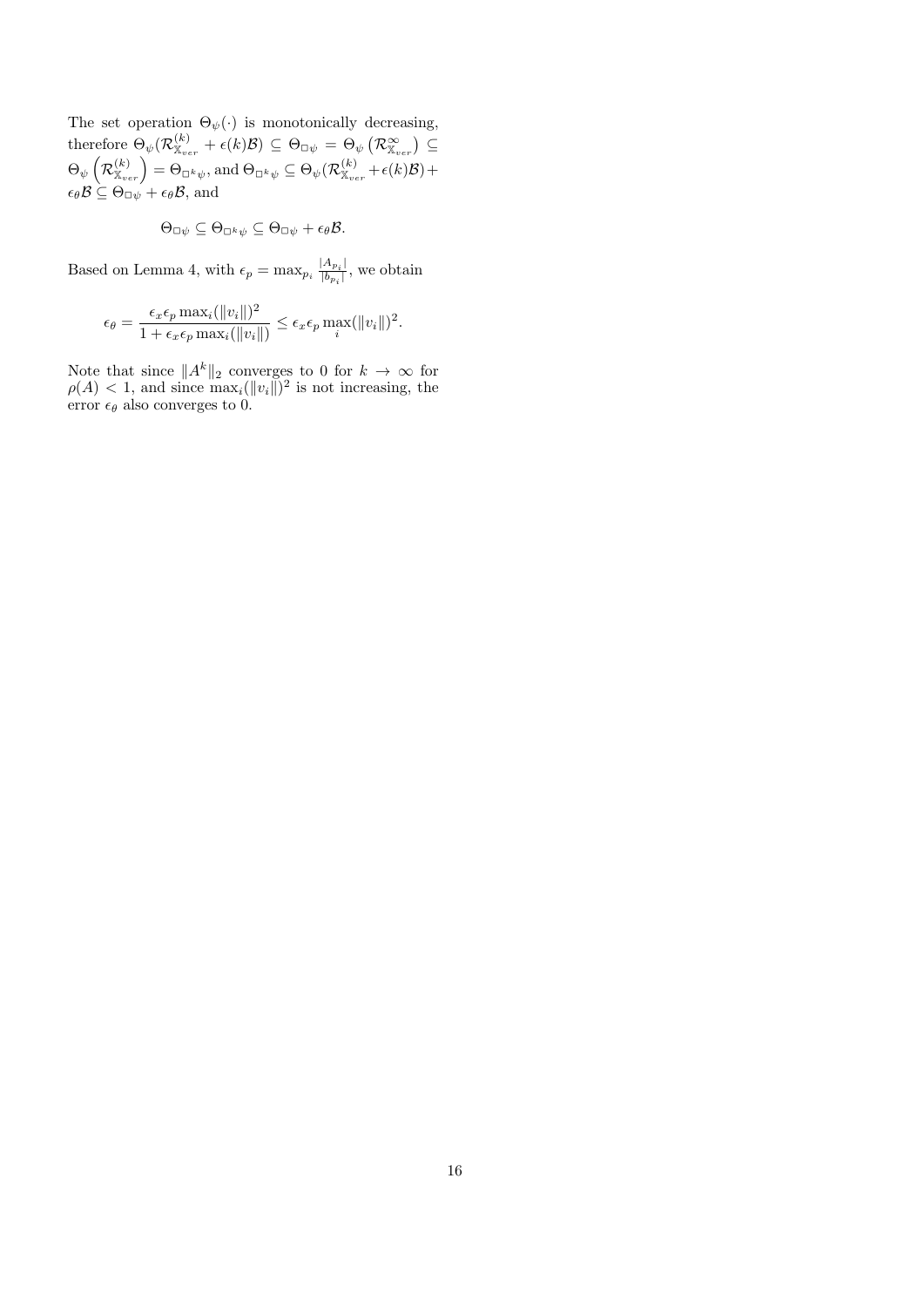The set operation $\Theta_\psi(\cdot)$ is monotonically decreasing, therefore $\Theta_\psi(\mathcal{R}^{(k)}_{\mathbb{X}_{ver}} + \epsilon(k)\mathcal{B}) \subseteq \Theta_{\Box\psi} = \Theta_\psi\left(\mathcal{R}^{\infty}_{\mathbb{X}_{ver}}\right) \subseteq \Theta_\psi\left(\mathcal{R}^{(k)}_{\mathbb{X}_{ver}}\right) = \Theta_{\Box^k\psi}$, and $\Theta_{\Box^k\psi} \subseteq \Theta_\psi(\mathcal{R}^{(k)}_{\mathbb{X}_{ver}} + \epsilon(k)\mathcal{B}) + \epsilon_\theta\mathcal{B} \subseteq \Theta_{\Box\psi} + \epsilon_\theta\mathcal{B}$, and

$$\Theta_{\Box\psi} \subseteq \Theta_{\Box^k\psi} \subseteq \Theta_{\Box\psi} + \epsilon_\theta\mathcal{B}.$$

Based on Lemma 4, with $\epsilon_p = \max_{p_i} \frac{|A_{p_i}|}{|b_{p_i}|}$, we obtain

$$\epsilon_\theta = \frac{\epsilon_x \epsilon_p \max_i(\|v_i\|)^2}{1 + \epsilon_x \epsilon_p \max_i(\|v_i\|)} \leq \epsilon_x \epsilon_p \max_i(\|v_i\|)^2.$$

Note that since $\|A^k\|_2$ converges to 0 for $k \to \infty$ for $\rho(A) < 1$, and since $\max_i(\|v_i\|)^2$ is not increasing, the error $\epsilon_\theta$ also converges to 0.